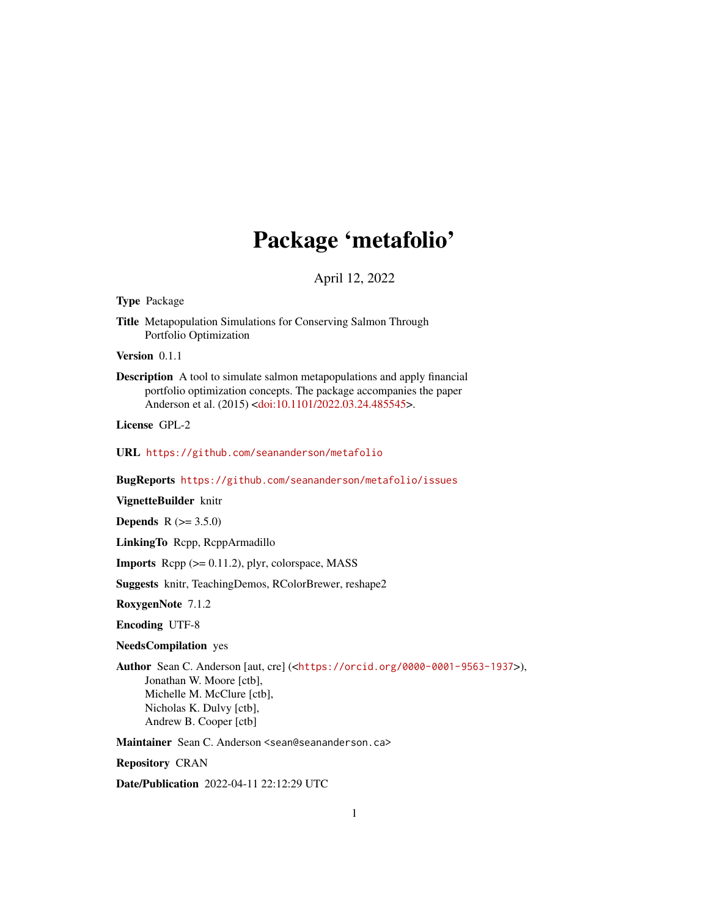# Package 'metafolio'

April 12, 2022

**Type** Package

**Title** Metapopulation Simulations for Conserving Salmon Through Portfolio Optimization

**Version** 0.1.1

**Description** A tool to simulate salmon metapopulations and apply financial portfolio optimization concepts. The package accompanies the paper Anderson et al. (2015) <doi:10.1101/2022.03.24.485545>.

**License** GPL-2

**URL** https://github.com/seananderson/metafolio

**BugReports** https://github.com/seananderson/metafolio/issues

**VignetteBuilder** knitr

**Depends** R (>= 3.5.0)

**LinkingTo** Rcpp, RcppArmadillo

**Imports** Rcpp (>= 0.11.2), plyr, colorspace, MASS

**Suggests** knitr, TeachingDemos, RColorBrewer, reshape2

**RoxygenNote** 7.1.2

**Encoding** UTF-8

**NeedsCompilation** yes

**Author** Sean C. Anderson [aut, cre] (<https://orcid.org/0000-0001-9563-1937>),
Jonathan W. Moore [ctb],
Michelle M. McClure [ctb],
Nicholas K. Dulvy [ctb],
Andrew B. Cooper [ctb]

**Maintainer** Sean C. Anderson <sean@seananderson.ca>

**Repository** CRAN

**Date/Publication** 2022-04-11 22:12:29 UTC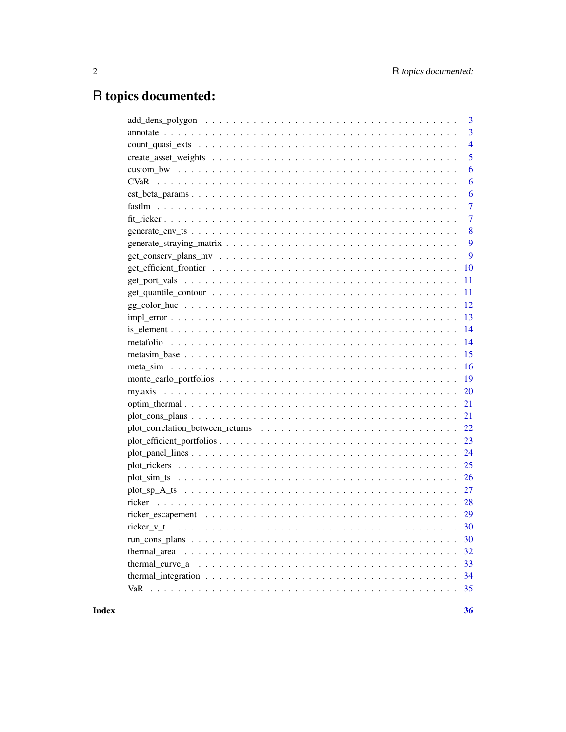# R topics documented:

| | |
|---|---|
| add_dens_polygon | 3 |
| annotate | 3 |
| count_quasi_exts | 4 |
| create_asset_weights | 5 |
| custom_bw | 6 |
| CVaR | 6 |
| est_beta_params | 6 |
| fastlm | 7 |
| fit_ricker | 7 |
| generate_env_ts | 8 |
| generate_straying_matrix | 9 |
| get_conserv_plans_mv | 9 |
| get_efficient_frontier | 10 |
| get_port_vals | 11 |
| get_quantile_contour | 11 |
| gg_color_hue | 12 |
| impl_error | 13 |
| is_element | 14 |
| metafolio | 14 |
| metasim_base | 15 |
| meta_sim | 16 |
| monte_carlo_portfolios | 19 |
| my.axis | 20 |
| optim_thermal | 21 |
| plot_cons_plans | 21 |
| plot_correlation_between_returns | 22 |
| plot_efficient_portfolios | 23 |
| plot_panel_lines | 24 |
| plot_rickers | 25 |
| plot_sim_ts | 26 |
| plot_sp_A_ts | 27 |
| ricker | 28 |
| ricker_escapement | 29 |
| ricker_v_t | 30 |
| run_cons_plans | 30 |
| thermal_area | 32 |
| thermal_curve_a | 33 |
| thermal_integration | 34 |
| VaR | 35 |

**Index** **36**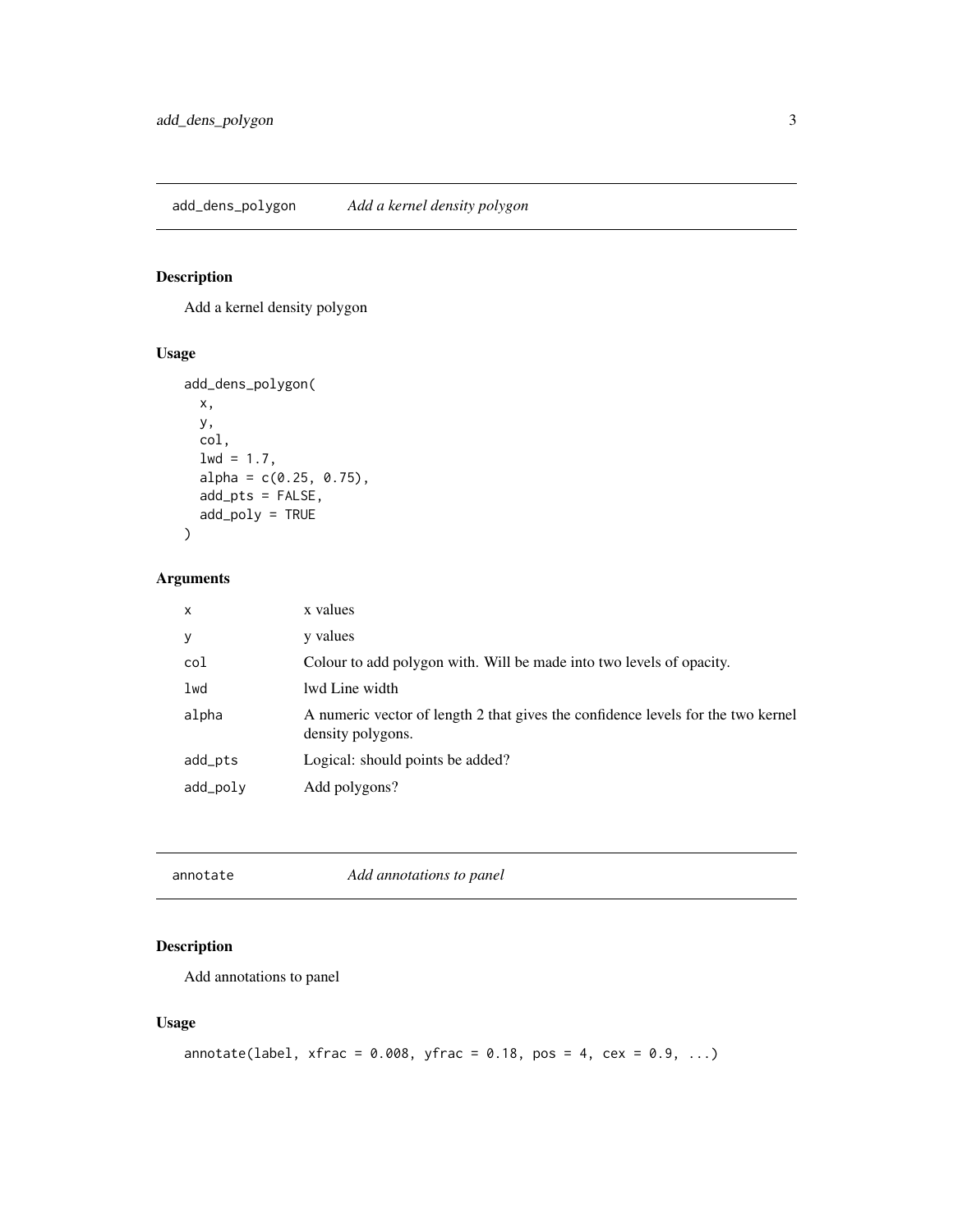## add_dens_polygon — *Add a kernel density polygon*

### Description

Add a kernel density polygon

### Usage

```
add_dens_polygon(
  x,
  y,
  col,
  lwd = 1.7,
  alpha = c(0.25, 0.75),
  add_pts = FALSE,
  add_poly = TRUE
)
```

### Arguments

| | |
|---|---|
| x | x values |
| y | y values |
| col | Colour to add polygon with. Will be made into two levels of opacity. |
| lwd | lwd Line width |
| alpha | A numeric vector of length 2 that gives the confidence levels for the two kernel density polygons. |
| add_pts | Logical: should points be added? |
| add_poly | Add polygons? |

## annotate — *Add annotations to panel*

### Description

Add annotations to panel

### Usage

```
annotate(label, xfrac = 0.008, yfrac = 0.18, pos = 4, cex = 0.9, ...)
```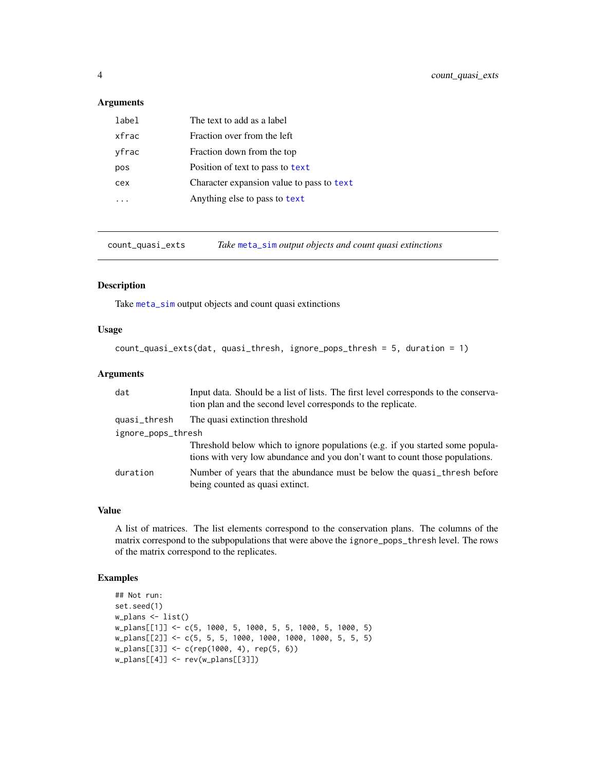### Arguments

| | |
|---|---|
| `label` | The text to add as a label |
| `xfrac` | Fraction over from the left |
| `yfrac` | Fraction down from the top |
| `pos` | Position of text to pass to `text` |
| `cex` | Character expansion value to pass to `text` |
| `...` | Anything else to pass to `text` |

---

## count_quasi_exts — *Take `meta_sim` output objects and count quasi extinctions*

---

### Description

Take `meta_sim` output objects and count quasi extinctions

### Usage

```
count_quasi_exts(dat, quasi_thresh, ignore_pops_thresh = 5, duration = 1)
```

### Arguments

| | |
|---|---|
| `dat` | Input data. Should be a list of lists. The first level corresponds to the conservation plan and the second level corresponds to the replicate. |
| `quasi_thresh` | The quasi extinction threshold |
| `ignore_pops_thresh` | Threshold below which to ignore populations (e.g. if you started some populations with very low abundance and you don't want to count those populations. |
| `duration` | Number of years that the abundance must be below the `quasi_thresh` before being counted as quasi extinct. |

### Value

A list of matrices. The list elements correspond to the conservation plans. The columns of the matrix correspond to the subpopulations that were above the `ignore_pops_thresh` level. The rows of the matrix correspond to the replicates.

### Examples

```
## Not run:
set.seed(1)
w_plans <- list()
w_plans[[1]] <- c(5, 1000, 5, 1000, 5, 5, 1000, 5, 1000, 5)
w_plans[[2]] <- c(5, 5, 5, 1000, 1000, 1000, 1000, 5, 5, 5)
w_plans[[3]] <- c(rep(1000, 4), rep(5, 6))
w_plans[[4]] <- rev(w_plans[[3]])
```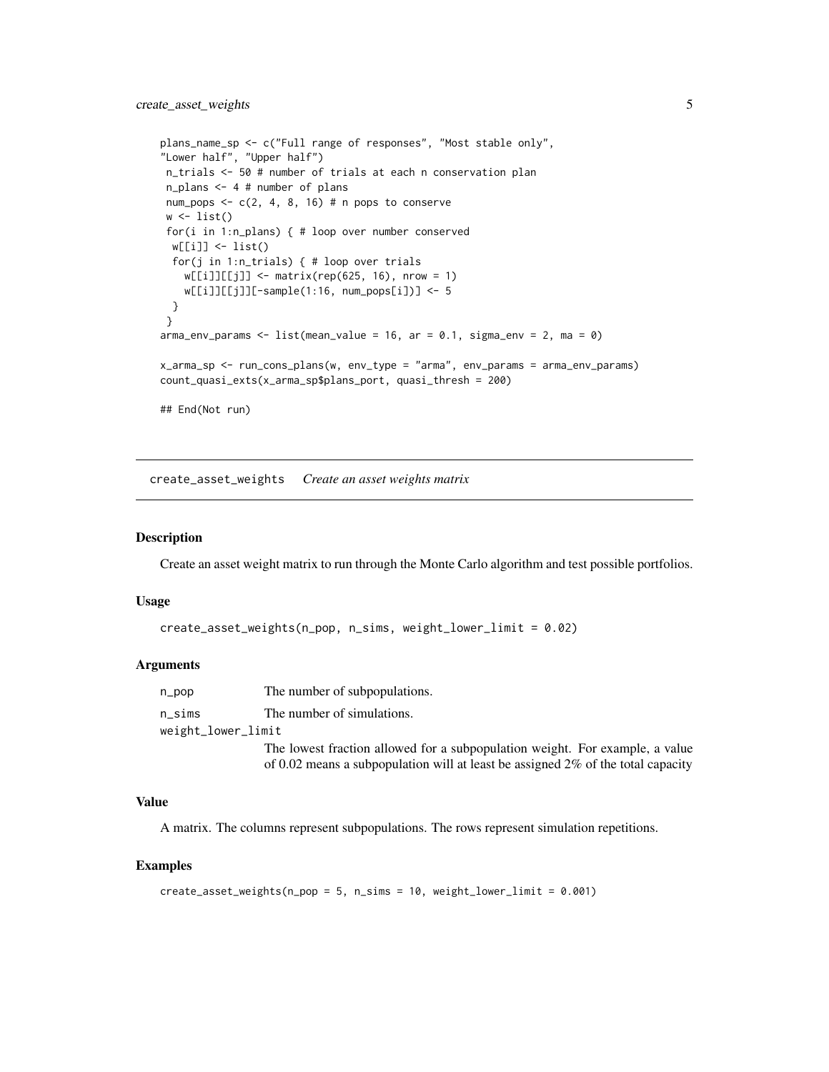```
plans_name_sp <- c("Full range of responses", "Most stable only",
"Lower half", "Upper half")
 n_trials <- 50 # number of trials at each n conservation plan
 n_plans <- 4 # number of plans
 num_pops <- c(2, 4, 8, 16) # n pops to conserve
 w <- list()
 for(i in 1:n_plans) { # loop over number conserved
  w[[i]] <- list()
  for(j in 1:n_trials) { # loop over trials
    w[[i]][[j]] <- matrix(rep(625, 16), nrow = 1)
    w[[i]][[j]][-sample(1:16, num_pops[i])] <- 5
  }
 }
arma_env_params <- list(mean_value = 16, ar = 0.1, sigma_env = 2, ma = 0)

x_arma_sp <- run_cons_plans(w, env_type = "arma", env_params = arma_env_params)
count_quasi_exts(x_arma_sp$plans_port, quasi_thresh = 200)

## End(Not run)
```

---

## create_asset_weights *Create an asset weights matrix*

---

### Description

Create an asset weight matrix to run through the Monte Carlo algorithm and test possible portfolios.

### Usage

```
create_asset_weights(n_pop, n_sims, weight_lower_limit = 0.02)
```

### Arguments

| | |
|---|---|
| n_pop | The number of subpopulations. |
| n_sims | The number of simulations. |
| weight_lower_limit | The lowest fraction allowed for a subpopulation weight. For example, a value of 0.02 means a subpopulation will at least be assigned 2% of the total capacity |

### Value

A matrix. The columns represent subpopulations. The rows represent simulation repetitions.

### Examples

```
create_asset_weights(n_pop = 5, n_sims = 10, weight_lower_limit = 0.001)
```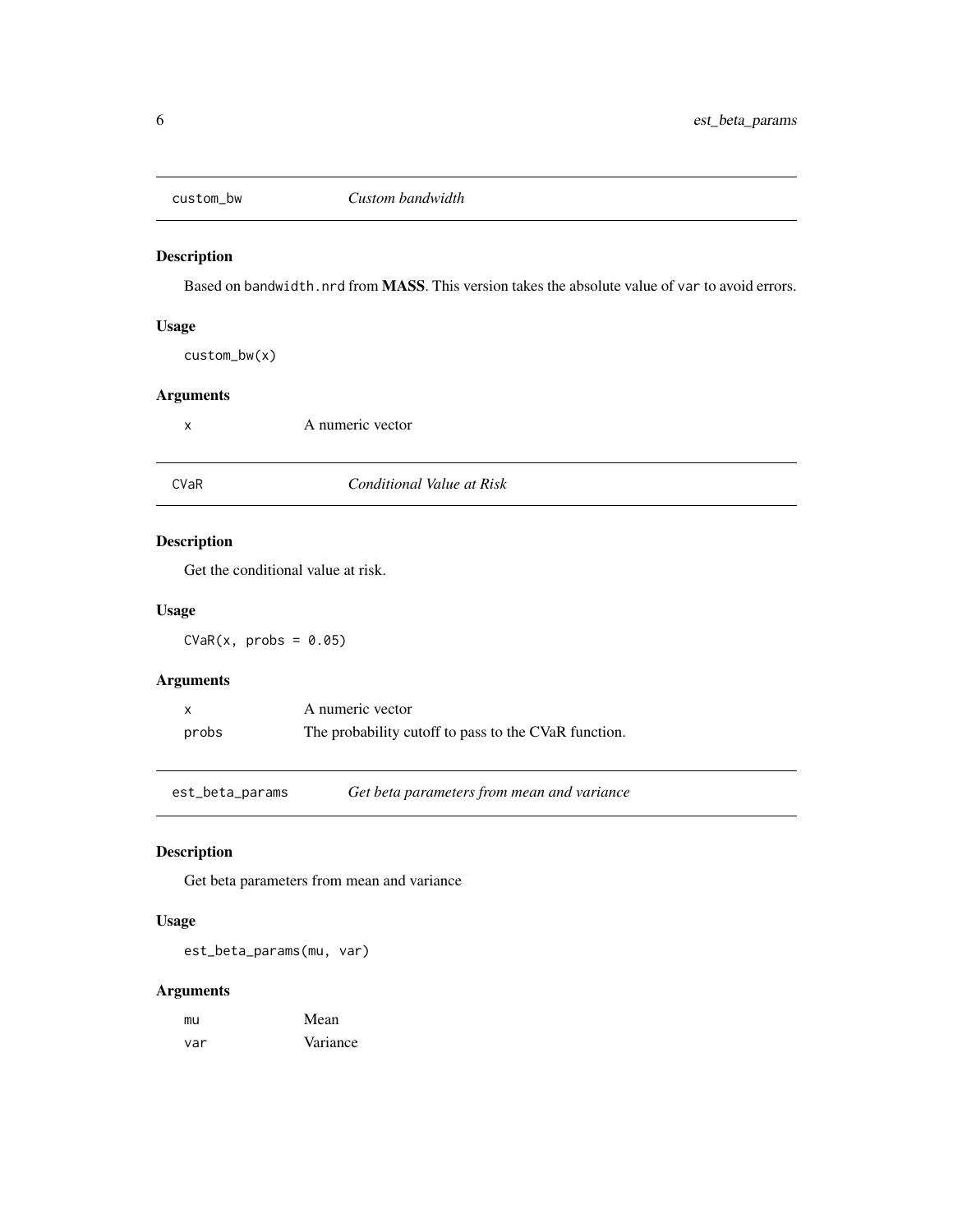## custom_bw *Custom bandwidth*

### Description

Based on `bandwidth.nrd` from **MASS**. This version takes the absolute value of `var` to avoid errors.

### Usage

```
custom_bw(x)
```

### Arguments

| | |
|---|---|
| x | A numeric vector |

## CVaR *Conditional Value at Risk*

### Description

Get the conditional value at risk.

### Usage

```
CVaR(x, probs = 0.05)
```

### Arguments

| | |
|---|---|
| x | A numeric vector |
| probs | The probability cutoff to pass to the CVaR function. |

## est_beta_params *Get beta parameters from mean and variance*

### Description

Get beta parameters from mean and variance

### Usage

```
est_beta_params(mu, var)
```

### Arguments

| | |
|---|---|
| mu | Mean |
| var | Variance |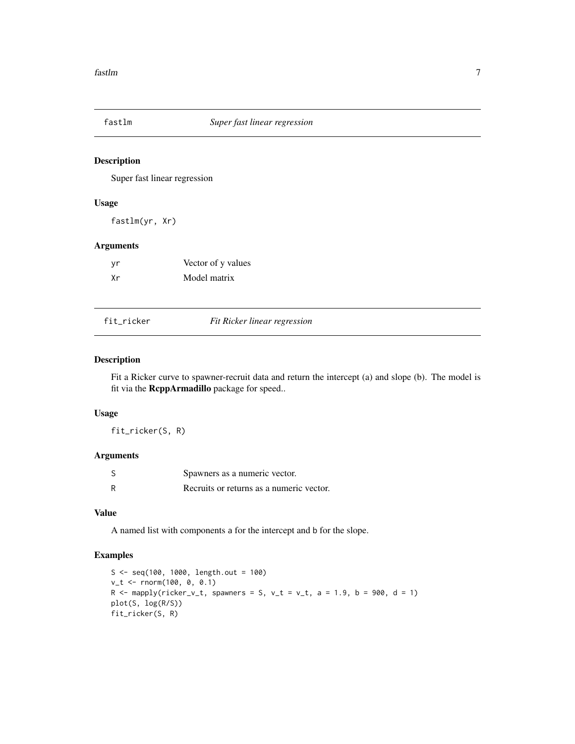## fastlm *Super fast linear regression*

### Description

Super fast linear regression

### Usage

```
fastlm(yr, Xr)
```

### Arguments

| | |
|---|---|
| yr | Vector of y values |
| Xr | Model matrix |

## fit_ricker *Fit Ricker linear regression*

### Description

Fit a Ricker curve to spawner-recruit data and return the intercept (a) and slope (b). The model is fit via the **RcppArmadillo** package for speed..

### Usage

```
fit_ricker(S, R)
```

### Arguments

| | |
|---|---|
| S | Spawners as a numeric vector. |
| R | Recruits or returns as a numeric vector. |

### Value

A named list with components a for the intercept and b for the slope.

### Examples

```
S <- seq(100, 1000, length.out = 100)
v_t <- rnorm(100, 0, 0.1)
R <- mapply(ricker_v_t, spawners = S, v_t = v_t, a = 1.9, b = 900, d = 1)
plot(S, log(R/S))
fit_ricker(S, R)
```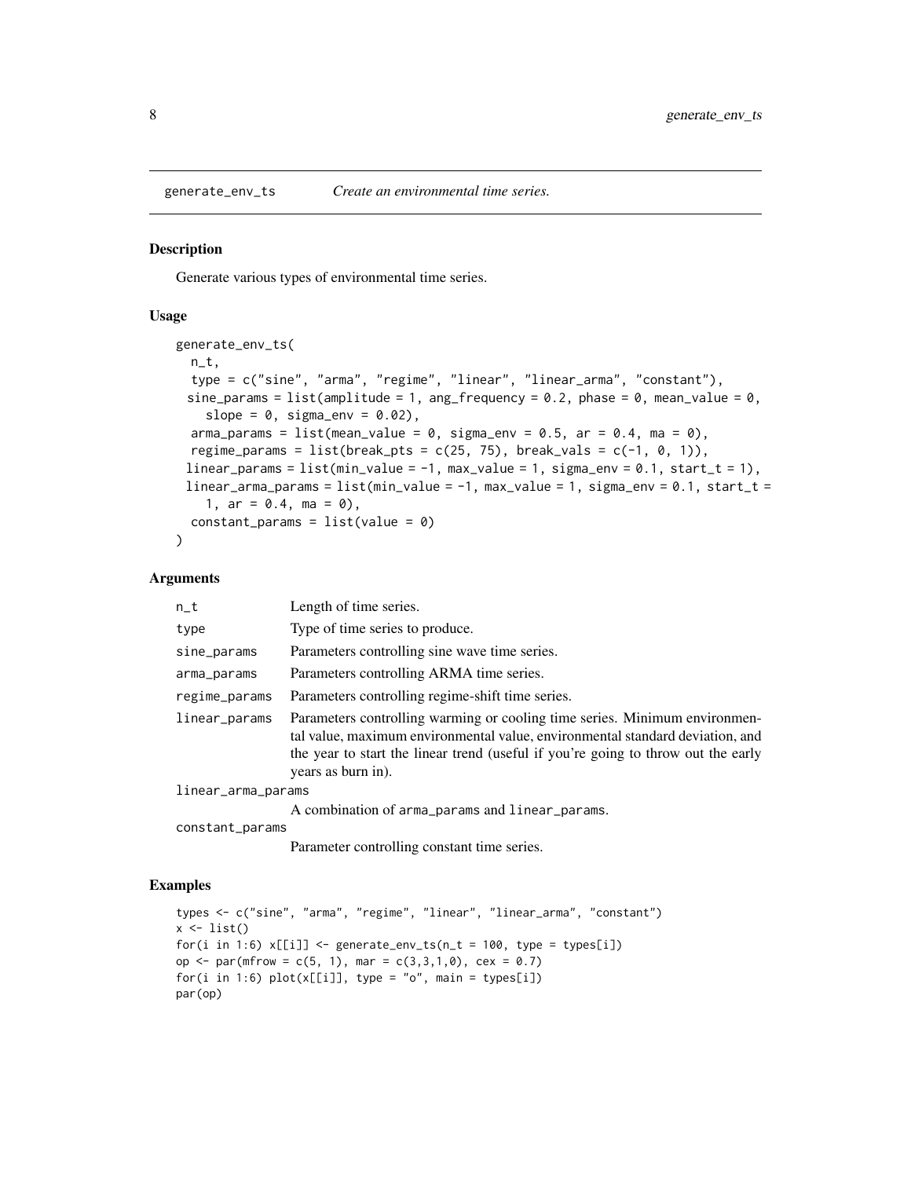# generate_env_ts *Create an environmental time series.*

## Description

Generate various types of environmental time series.

## Usage

```
generate_env_ts(
  n_t,
  type = c("sine", "arma", "regime", "linear", "linear_arma", "constant"),
  sine_params = list(amplitude = 1, ang_frequency = 0.2, phase = 0, mean_value = 0,
    slope = 0, sigma_env = 0.02),
  arma_params = list(mean_value = 0, sigma_env = 0.5, ar = 0.4, ma = 0),
  regime_params = list(break_pts = c(25, 75), break_vals = c(-1, 0, 1)),
  linear_params = list(min_value = -1, max_value = 1, sigma_env = 0.1, start_t = 1),
  linear_arma_params = list(min_value = -1, max_value = 1, sigma_env = 0.1, start_t =
    1, ar = 0.4, ma = 0),
  constant_params = list(value = 0)
)
```

## Arguments

| | |
|---|---|
| n_t | Length of time series. |
| type | Type of time series to produce. |
| sine_params | Parameters controlling sine wave time series. |
| arma_params | Parameters controlling ARMA time series. |
| regime_params | Parameters controlling regime-shift time series. |
| linear_params | Parameters controlling warming or cooling time series. Minimum environmental value, maximum environmental value, environmental standard deviation, and the year to start the linear trend (useful if you're going to throw out the early years as burn in). |
| linear_arma_params | A combination of arma_params and linear_params. |
| constant_params | Parameter controlling constant time series. |

## Examples

```
types <- c("sine", "arma", "regime", "linear", "linear_arma", "constant")
x <- list()
for(i in 1:6) x[[i]] <- generate_env_ts(n_t = 100, type = types[i])
op <- par(mfrow = c(5, 1), mar = c(3,3,1,0), cex = 0.7)
for(i in 1:6) plot(x[[i]], type = "o", main = types[i])
par(op)
```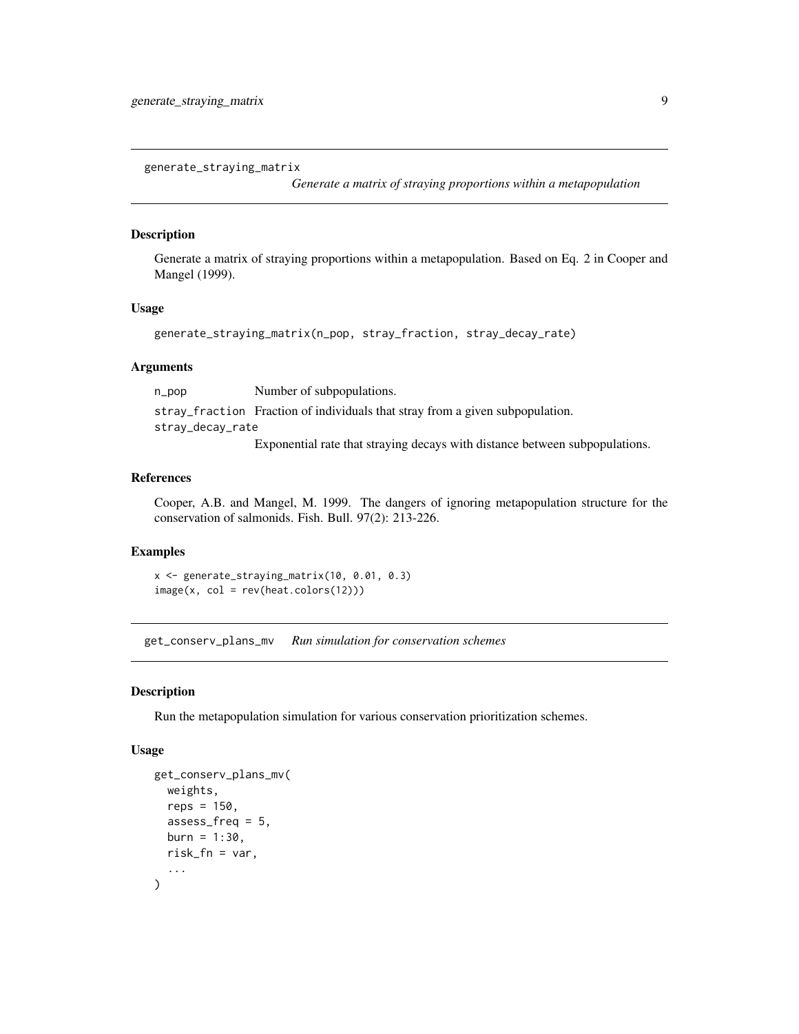## generate_straying_matrix

*Generate a matrix of straying proportions within a metapopulation*

### Description

Generate a matrix of straying proportions within a metapopulation. Based on Eq. 2 in Cooper and Mangel (1999).

### Usage

```
generate_straying_matrix(n_pop, stray_fraction, stray_decay_rate)
```

### Arguments

| | |
|---|---|
| `n_pop` | Number of subpopulations. |
| `stray_fraction` | Fraction of individuals that stray from a given subpopulation. |
| `stray_decay_rate` | Exponential rate that straying decays with distance between subpopulations. |

### References

Cooper, A.B. and Mangel, M. 1999. The dangers of ignoring metapopulation structure for the conservation of salmonids. Fish. Bull. 97(2): 213-226.

### Examples

```
x <- generate_straying_matrix(10, 0.01, 0.3)
image(x, col = rev(heat.colors(12)))
```

## get_conserv_plans_mv

*Run simulation for conservation schemes*

### Description

Run the metapopulation simulation for various conservation prioritization schemes.

### Usage

```
get_conserv_plans_mv(
  weights,
  reps = 150,
  assess_freq = 5,
  burn = 1:30,
  risk_fn = var,
  ...
)
```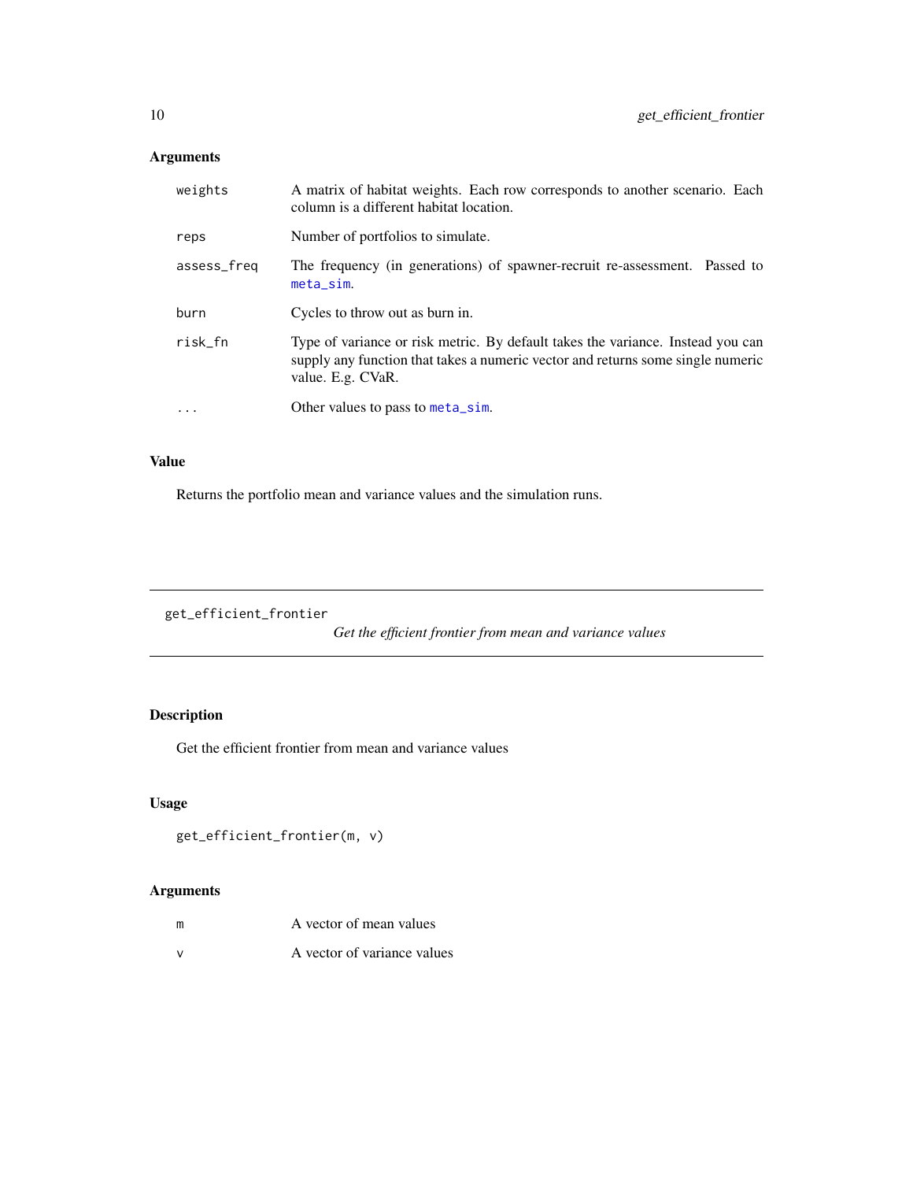### Arguments

| | |
|---|---|
| weights | A matrix of habitat weights. Each row corresponds to another scenario. Each column is a different habitat location. |
| reps | Number of portfolios to simulate. |
| assess_freq | The frequency (in generations) of spawner-recruit re-assessment. Passed to meta_sim. |
| burn | Cycles to throw out as burn in. |
| risk_fn | Type of variance or risk metric. By default takes the variance. Instead you can supply any function that takes a numeric vector and returns some single numeric value. E.g. CVaR. |
| ... | Other values to pass to meta_sim. |

### Value

Returns the portfolio mean and variance values and the simulation runs.

---

## get_efficient_frontier

*Get the efficient frontier from mean and variance values*

### Description

Get the efficient frontier from mean and variance values

### Usage

```
get_efficient_frontier(m, v)
```

### Arguments

| | |
|---|---|
| m | A vector of mean values |
| v | A vector of variance values |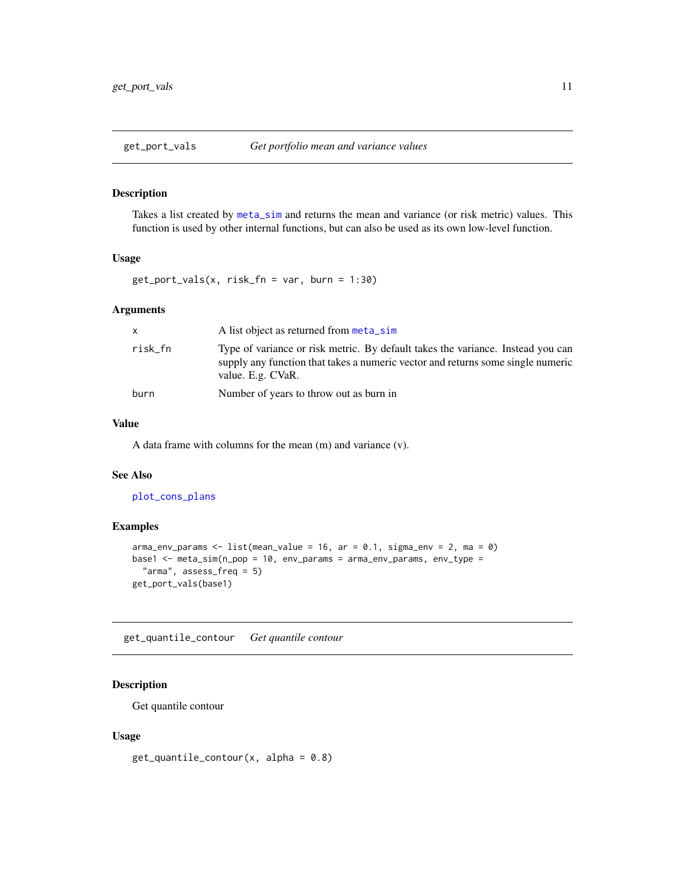## get_port_vals — *Get portfolio mean and variance values*

### Description

Takes a list created by `meta_sim` and returns the mean and variance (or risk metric) values. This function is used by other internal functions, but can also be used as its own low-level function.

### Usage

```
get_port_vals(x, risk_fn = var, burn = 1:30)
```

### Arguments

| | |
|---|---|
| `x` | A list object as returned from `meta_sim` |
| `risk_fn` | Type of variance or risk metric. By default takes the variance. Instead you can supply any function that takes a numeric vector and returns some single numeric value. E.g. CVaR. |
| `burn` | Number of years to throw out as burn in |

### Value

A data frame with columns for the mean (m) and variance (v).

### See Also

`plot_cons_plans`

### Examples

```
arma_env_params <- list(mean_value = 16, ar = 0.1, sigma_env = 2, ma = 0)
base1 <- meta_sim(n_pop = 10, env_params = arma_env_params, env_type =
  "arma", assess_freq = 5)
get_port_vals(base1)
```

## get_quantile_contour — *Get quantile contour*

### Description

Get quantile contour

### Usage

```
get_quantile_contour(x, alpha = 0.8)
```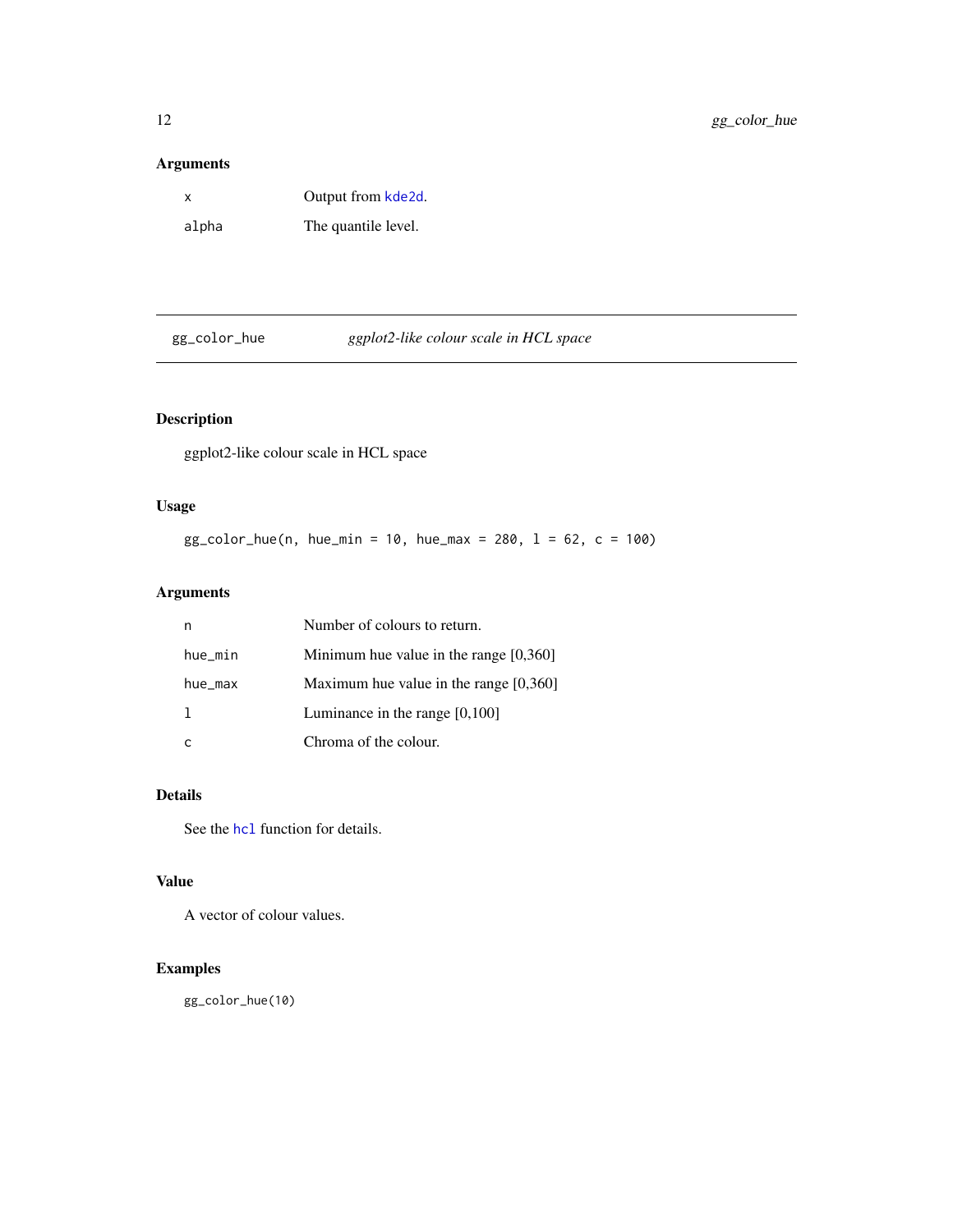## Arguments

| | |
|---|---|
| `x` | Output from `kde2d`. |
| `alpha` | The quantile level. |

---

## gg_color_hue — *ggplot2-like colour scale in HCL space*

---

### Description

ggplot2-like colour scale in HCL space

### Usage

```
gg_color_hue(n, hue_min = 10, hue_max = 280, l = 62, c = 100)
```

### Arguments

| | |
|---|---|
| `n` | Number of colours to return. |
| `hue_min` | Minimum hue value in the range [0,360] |
| `hue_max` | Maximum hue value in the range [0,360] |
| `l` | Luminance in the range [0,100] |
| `c` | Chroma of the colour. |

### Details

See the `hcl` function for details.

### Value

A vector of colour values.

### Examples

```
gg_color_hue(10)
```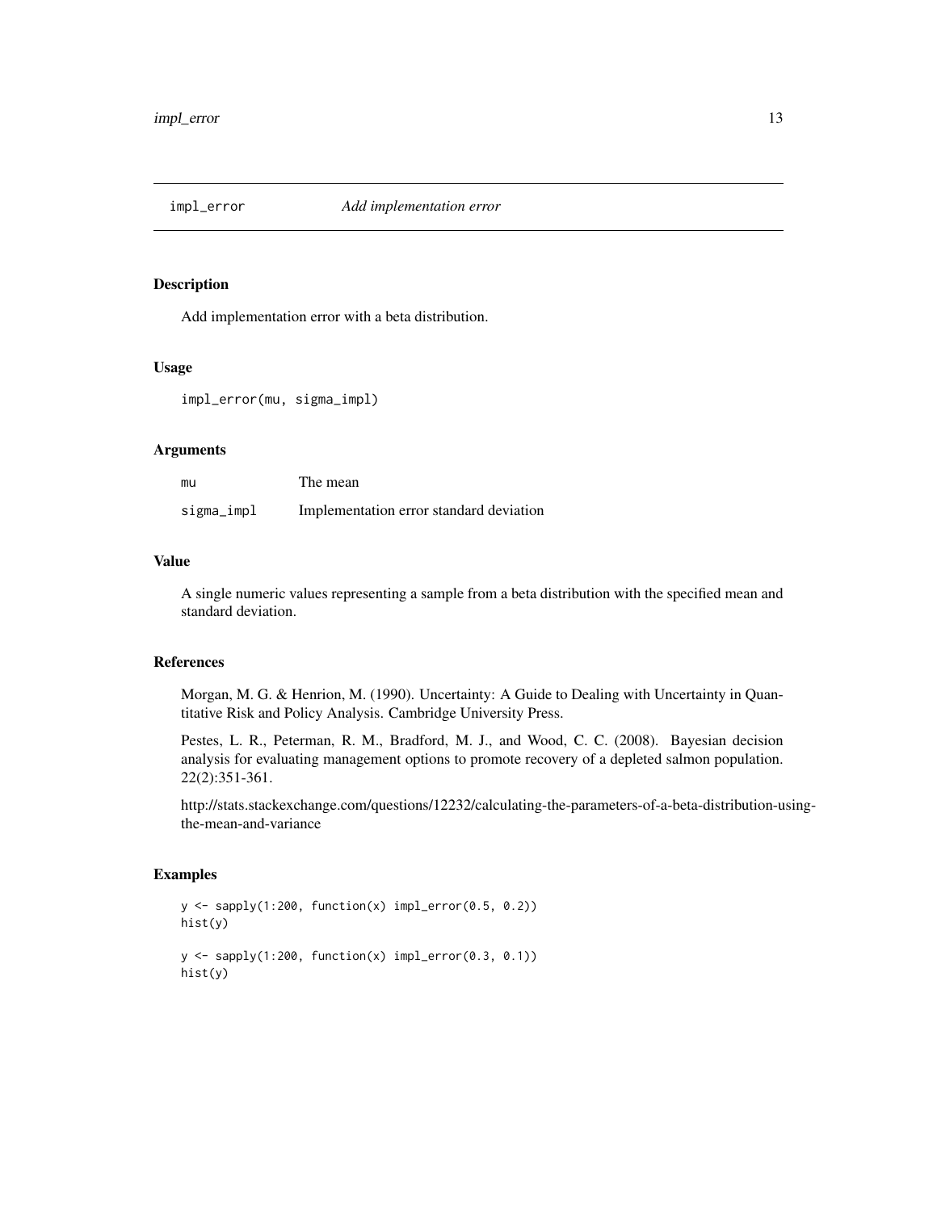## impl_error — *Add implementation error*

### Description

Add implementation error with a beta distribution.

### Usage

```
impl_error(mu, sigma_impl)
```

### Arguments

| | |
|---|---|
| mu | The mean |
| sigma_impl | Implementation error standard deviation |

### Value

A single numeric values representing a sample from a beta distribution with the specified mean and standard deviation.

### References

Morgan, M. G. & Henrion, M. (1990). Uncertainty: A Guide to Dealing with Uncertainty in Quantitative Risk and Policy Analysis. Cambridge University Press.

Pestes, L. R., Peterman, R. M., Bradford, M. J., and Wood, C. C. (2008). Bayesian decision analysis for evaluating management options to promote recovery of a depleted salmon population. 22(2):351-361.

http://stats.stackexchange.com/questions/12232/calculating-the-parameters-of-a-beta-distribution-using-the-mean-and-variance

### Examples

```
y <- sapply(1:200, function(x) impl_error(0.5, 0.2))
hist(y)

y <- sapply(1:200, function(x) impl_error(0.3, 0.1))
hist(y)
```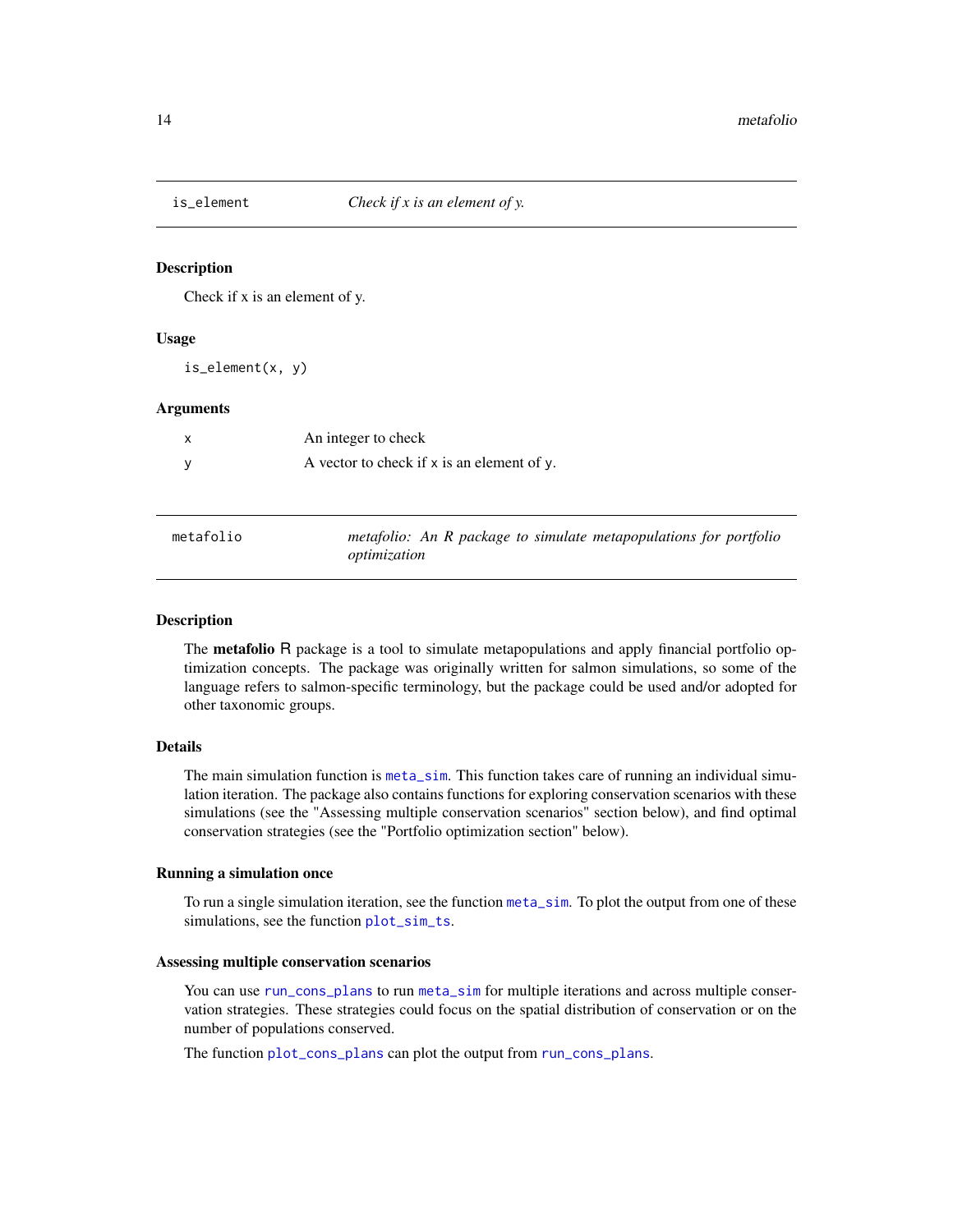## is_element — *Check if x is an element of y.*

### Description

Check if x is an element of y.

### Usage

```
is_element(x, y)
```

### Arguments

| | |
|---|---|
| x | An integer to check |
| y | A vector to check if x is an element of y. |

## metafolio — *metafolio: An R package to simulate metapopulations for portfolio optimization*

### Description

The **metafolio** R package is a tool to simulate metapopulations and apply financial portfolio optimization concepts. The package was originally written for salmon simulations, so some of the language refers to salmon-specific terminology, but the package could be used and/or adopted for other taxonomic groups.

### Details

The main simulation function is `meta_sim`. This function takes care of running an individual simulation iteration. The package also contains functions for exploring conservation scenarios with these simulations (see the "Assessing multiple conservation scenarios" section below), and find optimal conservation strategies (see the "Portfolio optimization section" below).

### Running a simulation once

To run a single simulation iteration, see the function `meta_sim`. To plot the output from one of these simulations, see the function `plot_sim_ts`.

### Assessing multiple conservation scenarios

You can use `run_cons_plans` to run `meta_sim` for multiple iterations and across multiple conservation strategies. These strategies could focus on the spatial distribution of conservation or on the number of populations conserved.

The function `plot_cons_plans` can plot the output from `run_cons_plans`.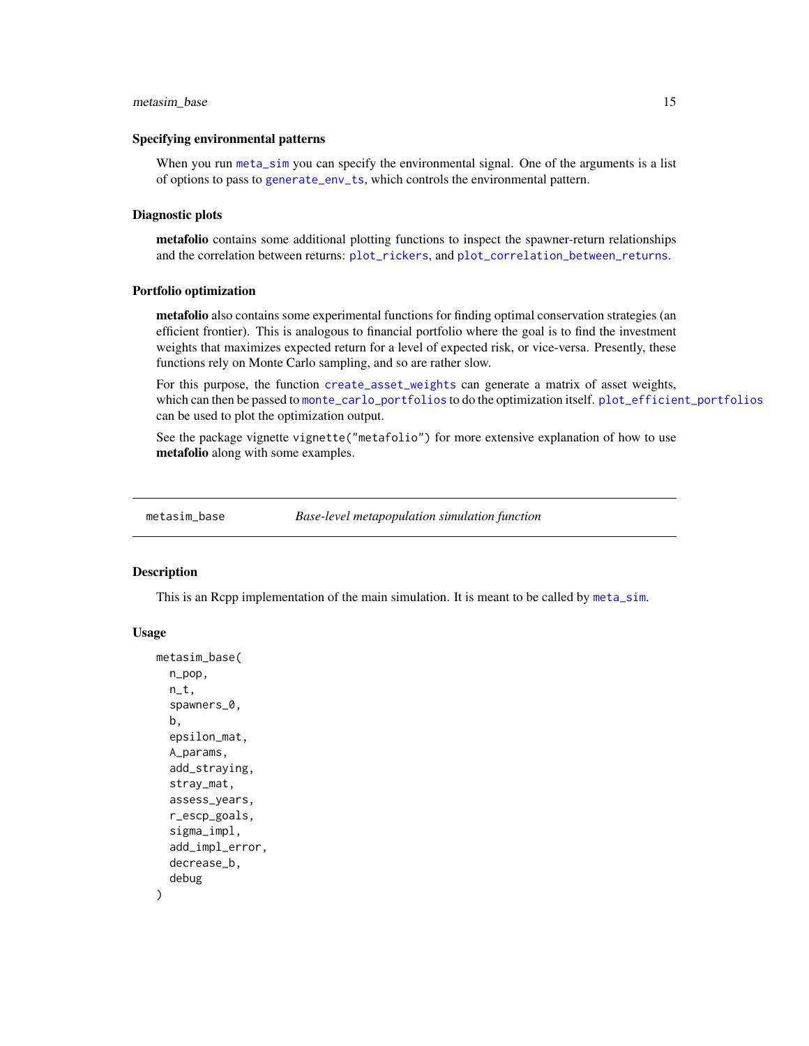### Specifying environmental patterns

When you run `meta_sim` you can specify the environmental signal. One of the arguments is a list of options to pass to `generate_env_ts`, which controls the environmental pattern.

### Diagnostic plots

**metafolio** contains some additional plotting functions to inspect the spawner-return relationships and the correlation between returns: `plot_rickers`, and `plot_correlation_between_returns`.

### Portfolio optimization

**metafolio** also contains some experimental functions for finding optimal conservation strategies (an efficient frontier). This is analogous to financial portfolio where the goal is to find the investment weights that maximizes expected return for a level of expected risk, or vice-versa. Presently, these functions rely on Monte Carlo sampling, and so are rather slow.

For this purpose, the function `create_asset_weights` can generate a matrix of asset weights, which can then be passed to `monte_carlo_portfolios` to do the optimization itself. `plot_efficient_portfolios` can be used to plot the optimization output.

See the package vignette `vignette("metafolio")` for more extensive explanation of how to use **metafolio** along with some examples.

---

## metasim_base — *Base-level metapopulation simulation function*

### Description

This is an Rcpp implementation of the main simulation. It is meant to be called by `meta_sim`.

### Usage

```
metasim_base(
  n_pop,
  n_t,
  spawners_0,
  b,
  epsilon_mat,
  A_params,
  add_straying,
  stray_mat,
  assess_years,
  r_escp_goals,
  sigma_impl,
  add_impl_error,
  decrease_b,
  debug
)
```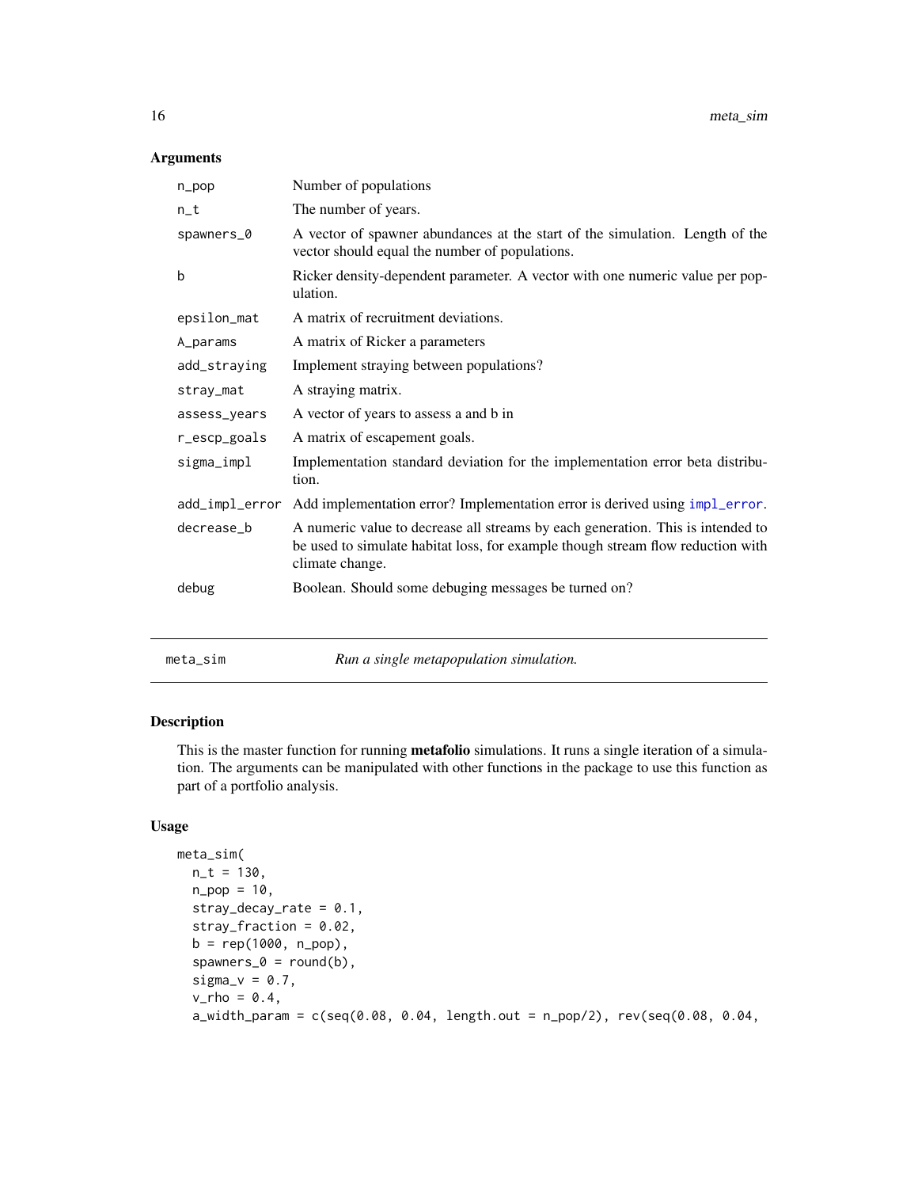## Arguments

| | |
|---|---|
| n_pop | Number of populations |
| n_t | The number of years. |
| spawners_0 | A vector of spawner abundances at the start of the simulation. Length of the vector should equal the number of populations. |
| b | Ricker density-dependent parameter. A vector with one numeric value per population. |
| epsilon_mat | A matrix of recruitment deviations. |
| A_params | A matrix of Ricker a parameters |
| add_straying | Implement straying between populations? |
| stray_mat | A straying matrix. |
| assess_years | A vector of years to assess a and b in |
| r_escp_goals | A matrix of escapement goals. |
| sigma_impl | Implementation standard deviation for the implementation error beta distribution. |
| add_impl_error | Add implementation error? Implementation error is derived using impl_error. |
| decrease_b | A numeric value to decrease all streams by each generation. This is intended to be used to simulate habitat loss, for example though stream flow reduction with climate change. |
| debug | Boolean. Should some debuging messages be turned on? |

---

meta_sim &nbsp;&nbsp;&nbsp;&nbsp; *Run a single metapopulation simulation.*

---

## Description

This is the master function for running **metafolio** simulations. It runs a single iteration of a simulation. The arguments can be manipulated with other functions in the package to use this function as part of a portfolio analysis.

## Usage

```
meta_sim(
  n_t = 130,
  n_pop = 10,
  stray_decay_rate = 0.1,
  stray_fraction = 0.02,
  b = rep(1000, n_pop),
  spawners_0 = round(b),
  sigma_v = 0.7,
  v_rho = 0.4,
  a_width_param = c(seq(0.08, 0.04, length.out = n_pop/2), rev(seq(0.08, 0.04,
```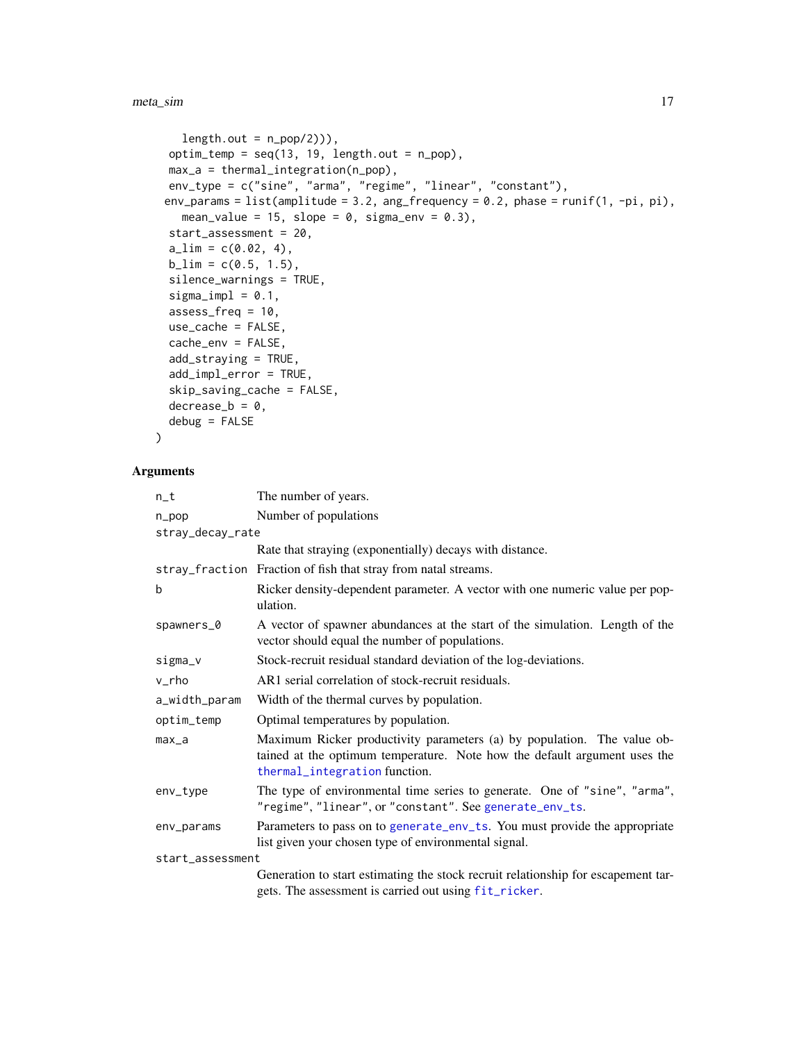```
    length.out = n_pop/2))),
  optim_temp = seq(13, 19, length.out = n_pop),
  max_a = thermal_integration(n_pop),
  env_type = c("sine", "arma", "regime", "linear", "constant"),
  env_params = list(amplitude = 3.2, ang_frequency = 0.2, phase = runif(1, -pi, pi),
    mean_value = 15, slope = 0, sigma_env = 0.3),
  start_assessment = 20,
  a_lim = c(0.02, 4),
  b_lim = c(0.5, 1.5),
  silence_warnings = TRUE,
  sigma_impl = 0.1,
  assess_freq = 10,
  use_cache = FALSE,
  cache_env = FALSE,
  add_straying = TRUE,
  add_impl_error = TRUE,
  skip_saving_cache = FALSE,
  decrease_b = 0,
  debug = FALSE
)
```

### Arguments

| | |
|---|---|
| `n_t` | The number of years. |
| `n_pop` | Number of populations |
| `stray_decay_rate` | Rate that straying (exponentially) decays with distance. |
| `stray_fraction` | Fraction of fish that stray from natal streams. |
| `b` | Ricker density-dependent parameter. A vector with one numeric value per population. |
| `spawners_0` | A vector of spawner abundances at the start of the simulation. Length of the vector should equal the number of populations. |
| `sigma_v` | Stock-recruit residual standard deviation of the log-deviations. |
| `v_rho` | AR1 serial correlation of stock-recruit residuals. |
| `a_width_param` | Width of the thermal curves by population. |
| `optim_temp` | Optimal temperatures by population. |
| `max_a` | Maximum Ricker productivity parameters (a) by population. The value obtained at the optimum temperature. Note how the default argument uses the `thermal_integration` function. |
| `env_type` | The type of environmental time series to generate. One of `"sine"`, `"arma"`, `"regime"`, `"linear"`, or `"constant"`. See `generate_env_ts`. |
| `env_params` | Parameters to pass on to `generate_env_ts`. You must provide the appropriate list given your chosen type of environmental signal. |
| `start_assessment` | Generation to start estimating the stock recruit relationship for escapement targets. The assessment is carried out using `fit_ricker`. |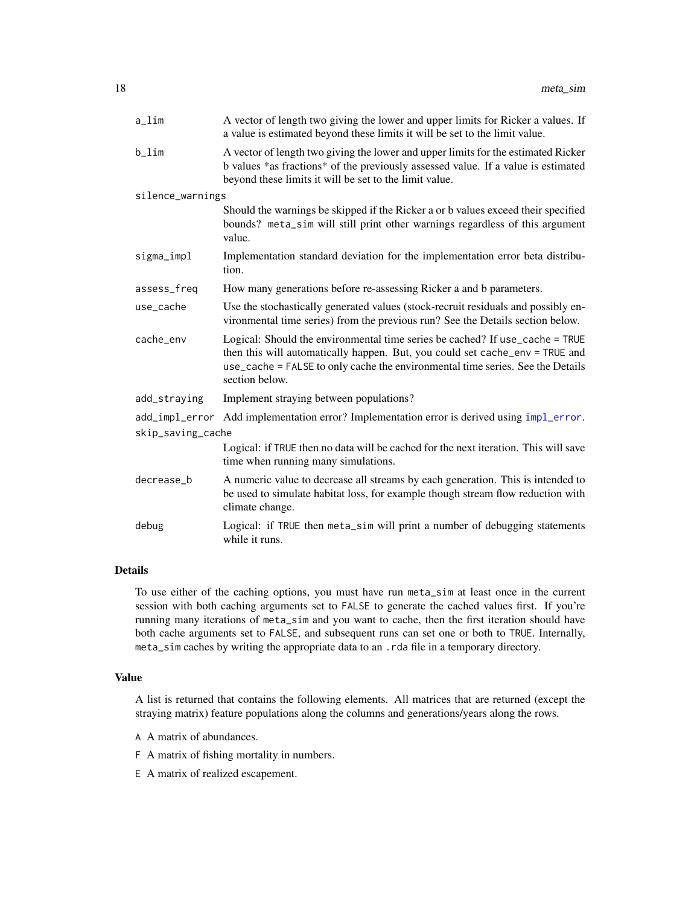| | |
|---|---|
| `a_lim` | A vector of length two giving the lower and upper limits for Ricker a values. If a value is estimated beyond these limits it will be set to the limit value. |
| `b_lim` | A vector of length two giving the lower and upper limits for the estimated Ricker b values *as fractions* of the previously assessed value. If a value is estimated beyond these limits it will be set to the limit value. |
| `silence_warnings` | Should the warnings be skipped if the Ricker a or b values exceed their specified bounds? `meta_sim` will still print other warnings regardless of this argument value. |
| `sigma_impl` | Implementation standard deviation for the implementation error beta distribution. |
| `assess_freq` | How many generations before re-assessing Ricker a and b parameters. |
| `use_cache` | Use the stochastically generated values (stock-recruit residuals and possibly environmental time series) from the previous run? See the Details section below. |
| `cache_env` | Logical: Should the environmental time series be cached? If `use_cache = TRUE` then this will automatically happen. But, you could set `cache_env = TRUE` and `use_cache = FALSE` to only cache the environmental time series. See the Details section below. |
| `add_straying` | Implement straying between populations? |
| `add_impl_error` | Add implementation error? Implementation error is derived using `impl_error`. |
| `skip_saving_cache` | Logical: if `TRUE` then no data will be cached for the next iteration. This will save time when running many simulations. |
| `decrease_b` | A numeric value to decrease all streams by each generation. This is intended to be used to simulate habitat loss, for example though stream flow reduction with climate change. |
| `debug` | Logical: if `TRUE` then `meta_sim` will print a number of debugging statements while it runs. |

## Details

To use either of the caching options, you must have run `meta_sim` at least once in the current session with both caching arguments set to `FALSE` to generate the cached values first. If you're running many iterations of `meta_sim` and you want to cache, then the first iteration should have both cache arguments set to `FALSE`, and subsequent runs can set one or both to `TRUE`. Internally, `meta_sim` caches by writing the appropriate data to an `.rda` file in a temporary directory.

## Value

A list is returned that contains the following elements. All matrices that are returned (except the straying matrix) feature populations along the columns and generations/years along the rows.

- `A` A matrix of abundances.
- `F` A matrix of fishing mortality in numbers.
- `E` A matrix of realized escapement.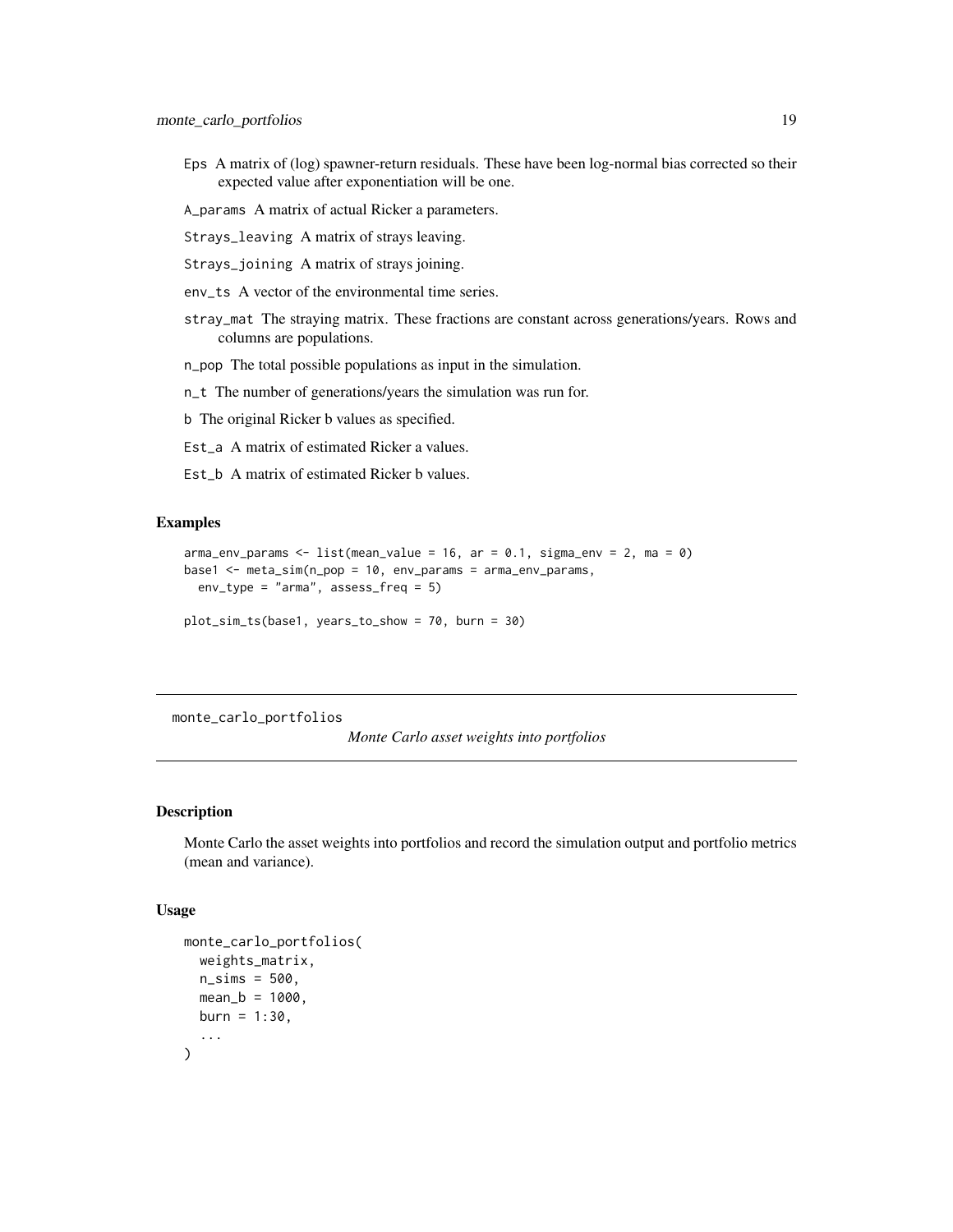`Eps` A matrix of (log) spawner-return residuals. These have been log-normal bias corrected so their expected value after exponentiation will be one.

`A_params` A matrix of actual Ricker a parameters.

`Strays_leaving` A matrix of strays leaving.

`Strays_joining` A matrix of strays joining.

`env_ts` A vector of the environmental time series.

`stray_mat` The straying matrix. These fractions are constant across generations/years. Rows and columns are populations.

`n_pop` The total possible populations as input in the simulation.

`n_t` The number of generations/years the simulation was run for.

`b` The original Ricker b values as specified.

`Est_a` A matrix of estimated Ricker a values.

`Est_b` A matrix of estimated Ricker b values.

### Examples

```
arma_env_params <- list(mean_value = 16, ar = 0.1, sigma_env = 2, ma = 0)
base1 <- meta_sim(n_pop = 10, env_params = arma_env_params,
  env_type = "arma", assess_freq = 5)

plot_sim_ts(base1, years_to_show = 70, burn = 30)
```

---

## monte_carlo_portfolios — *Monte Carlo asset weights into portfolios*

### Description

Monte Carlo the asset weights into portfolios and record the simulation output and portfolio metrics (mean and variance).

### Usage

```
monte_carlo_portfolios(
  weights_matrix,
  n_sims = 500,
  mean_b = 1000,
  burn = 1:30,
  ...
)
```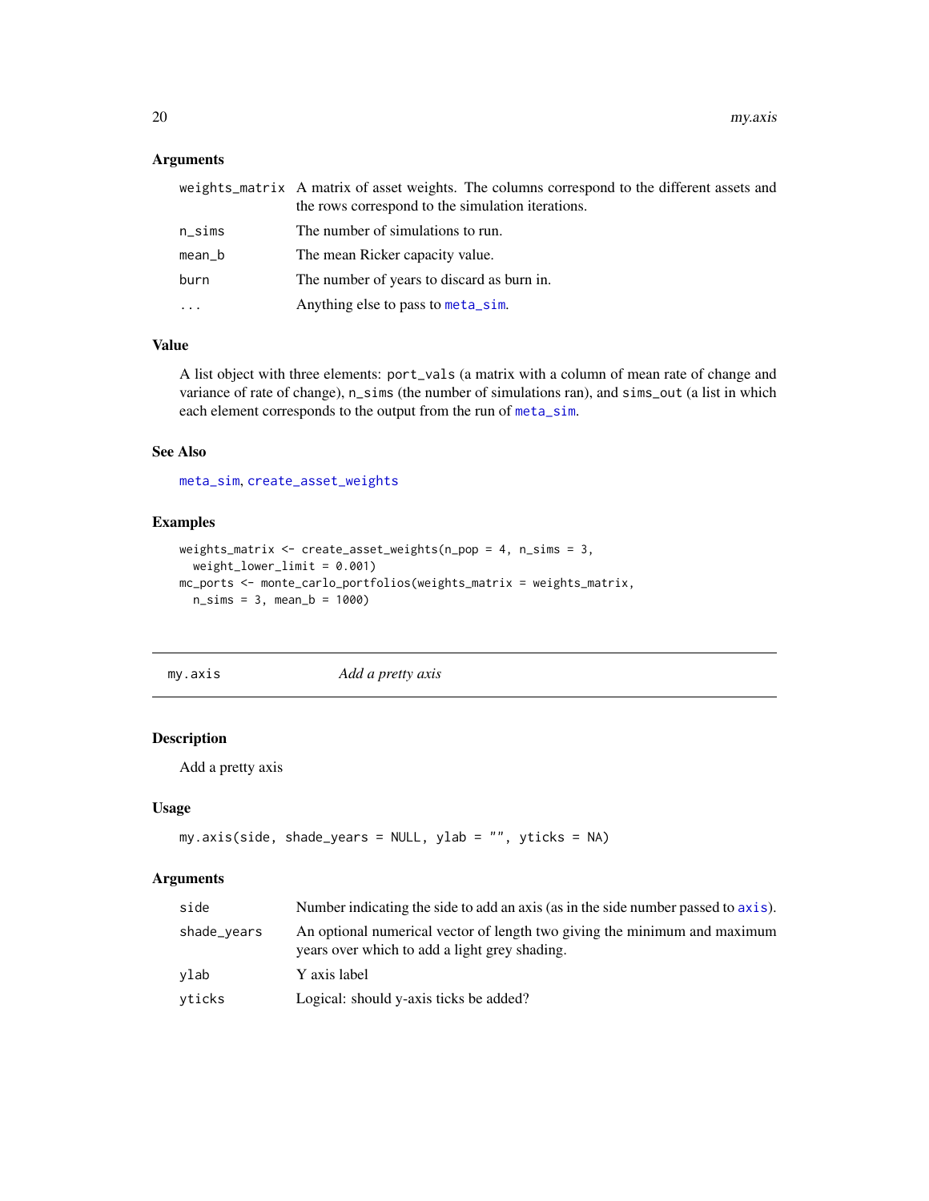### Arguments

| | |
|---|---|
| weights_matrix | A matrix of asset weights. The columns correspond to the different assets and the rows correspond to the simulation iterations. |
| n_sims | The number of simulations to run. |
| mean_b | The mean Ricker capacity value. |
| burn | The number of years to discard as burn in. |
| ... | Anything else to pass to meta_sim. |

### Value

A list object with three elements: `port_vals` (a matrix with a column of mean rate of change and variance of rate of change), `n_sims` (the number of simulations ran), and `sims_out` (a list in which each element corresponds to the output from the run of meta_sim.

### See Also

meta_sim, create_asset_weights

### Examples

```
weights_matrix <- create_asset_weights(n_pop = 4, n_sims = 3,
  weight_lower_limit = 0.001)
mc_ports <- monte_carlo_portfolios(weights_matrix = weights_matrix,
  n_sims = 3, mean_b = 1000)
```

---

## my.axis *Add a pretty axis*

### Description

Add a pretty axis

### Usage

```
my.axis(side, shade_years = NULL, ylab = "", yticks = NA)
```

### Arguments

| | |
|---|---|
| side | Number indicating the side to add an axis (as in the side number passed to axis). |
| shade_years | An optional numerical vector of length two giving the minimum and maximum years over which to add a light grey shading. |
| ylab | Y axis label |
| yticks | Logical: should y-axis ticks be added? |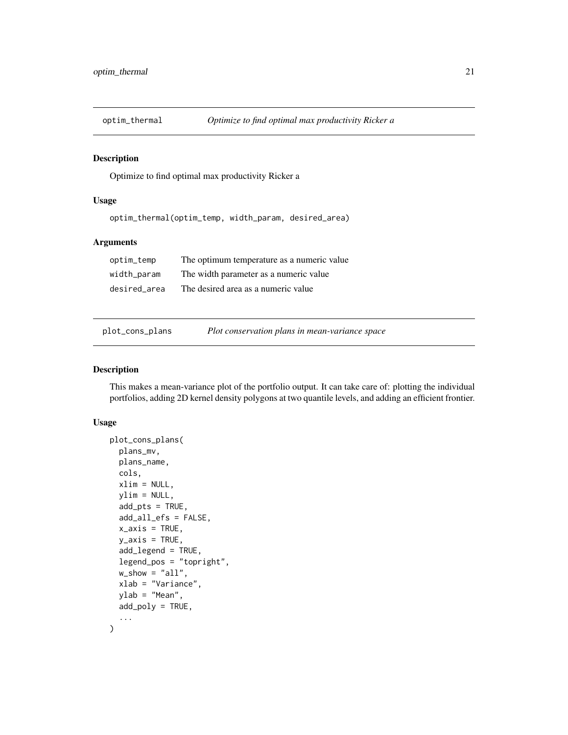## optim_thermal — *Optimize to find optimal max productivity Ricker a*

### Description

Optimize to find optimal max productivity Ricker a

### Usage

```
optim_thermal(optim_temp, width_param, desired_area)
```

### Arguments

| | |
|---|---|
| optim_temp | The optimum temperature as a numeric value |
| width_param | The width parameter as a numeric value |
| desired_area | The desired area as a numeric value |

## plot_cons_plans — *Plot conservation plans in mean-variance space*

### Description

This makes a mean-variance plot of the portfolio output. It can take care of: plotting the individual portfolios, adding 2D kernel density polygons at two quantile levels, and adding an efficient frontier.

### Usage

```
plot_cons_plans(
  plans_mv,
  plans_name,
  cols,
  xlim = NULL,
  ylim = NULL,
  add_pts = TRUE,
  add_all_efs = FALSE,
  x_axis = TRUE,
  y_axis = TRUE,
  add_legend = TRUE,
  legend_pos = "topright",
  w_show = "all",
  xlab = "Variance",
  ylab = "Mean",
  add_poly = TRUE,
  ...
)
```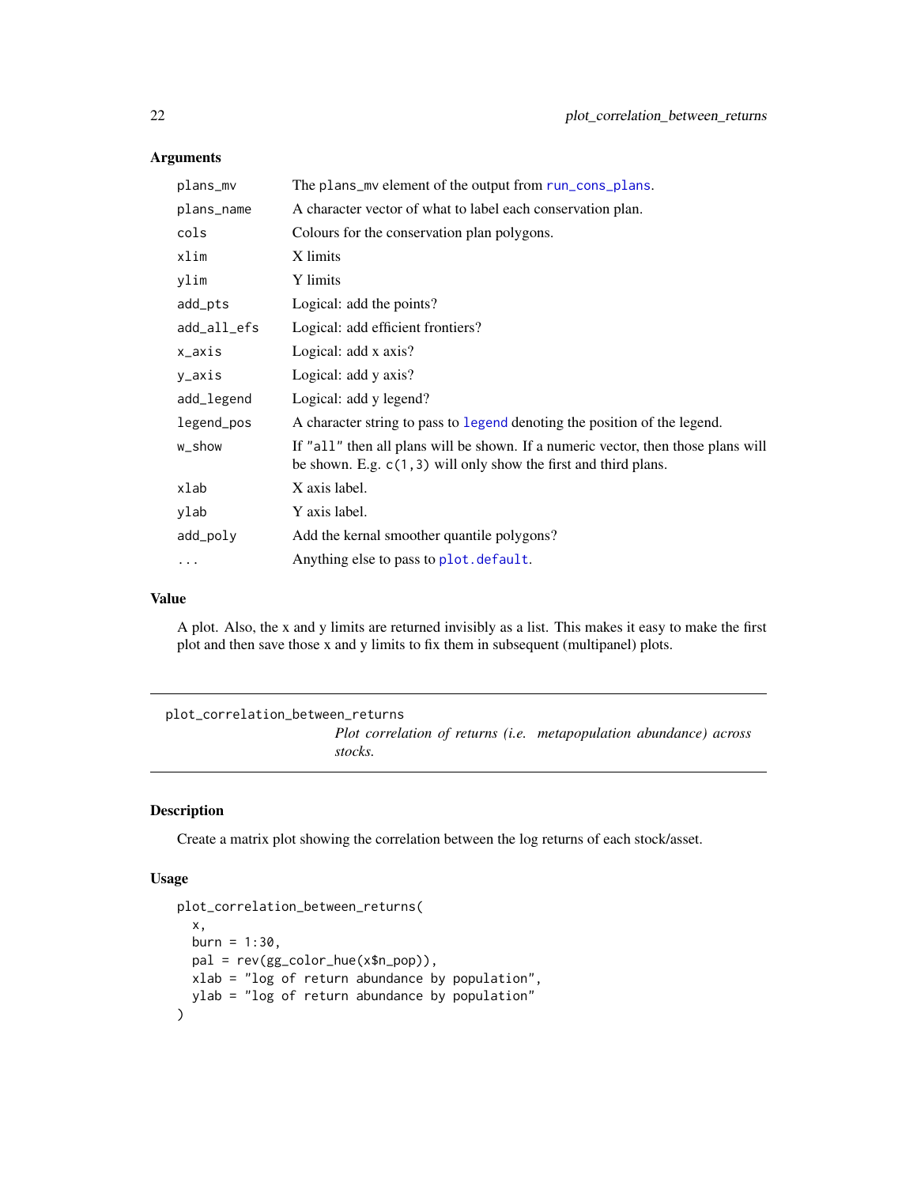### Arguments

| | |
|---|---|
| `plans_mv` | The `plans_mv` element of the output from `run_cons_plans`. |
| `plans_name` | A character vector of what to label each conservation plan. |
| `cols` | Colours for the conservation plan polygons. |
| `xlim` | X limits |
| `ylim` | Y limits |
| `add_pts` | Logical: add the points? |
| `add_all_efs` | Logical: add efficient frontiers? |
| `x_axis` | Logical: add x axis? |
| `y_axis` | Logical: add y axis? |
| `add_legend` | Logical: add y legend? |
| `legend_pos` | A character string to pass to `legend` denoting the position of the legend. |
| `w_show` | If `"all"` then all plans will be shown. If a numeric vector, then those plans will be shown. E.g. `c(1,3)` will only show the first and third plans. |
| `xlab` | X axis label. |
| `ylab` | Y axis label. |
| `add_poly` | Add the kernal smoother quantile polygons? |
| `...` | Anything else to pass to `plot.default`. |

### Value

A plot. Also, the x and y limits are returned invisibly as a list. This makes it easy to make the first plot and then save those x and y limits to fix them in subsequent (multipanel) plots.

---

## plot_correlation_between_returns

*Plot correlation of returns (i.e. metapopulation abundance) across stocks.*

---

### Description

Create a matrix plot showing the correlation between the log returns of each stock/asset.

### Usage

```
plot_correlation_between_returns(
  x,
  burn = 1:30,
  pal = rev(gg_color_hue(x$n_pop)),
  xlab = "log of return abundance by population",
  ylab = "log of return abundance by population"
)
```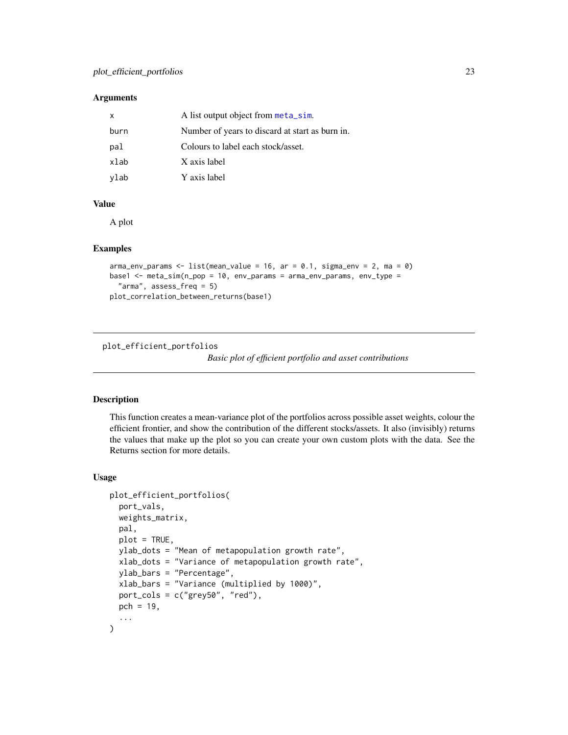## Arguments

| | |
|---|---|
| x | A list output object from meta_sim. |
| burn | Number of years to discard at start as burn in. |
| pal | Colours to label each stock/asset. |
| xlab | X axis label |
| ylab | Y axis label |

## Value

A plot

## Examples

```
arma_env_params <- list(mean_value = 16, ar = 0.1, sigma_env = 2, ma = 0)
base1 <- meta_sim(n_pop = 10, env_params = arma_env_params, env_type =
  "arma", assess_freq = 5)
plot_correlation_between_returns(base1)
```

---

# plot_efficient_portfolios

*Basic plot of efficient portfolio and asset contributions*

## Description

This function creates a mean-variance plot of the portfolios across possible asset weights, colour the efficient frontier, and show the contribution of the different stocks/assets. It also (invisibly) returns the values that make up the plot so you can create your own custom plots with the data. See the Returns section for more details.

## Usage

```
plot_efficient_portfolios(
  port_vals,
  weights_matrix,
  pal,
  plot = TRUE,
  ylab_dots = "Mean of metapopulation growth rate",
  xlab_dots = "Variance of metapopulation growth rate",
  ylab_bars = "Percentage",
  xlab_bars = "Variance (multiplied by 1000)",
  port_cols = c("grey50", "red"),
  pch = 19,
  ...
)
```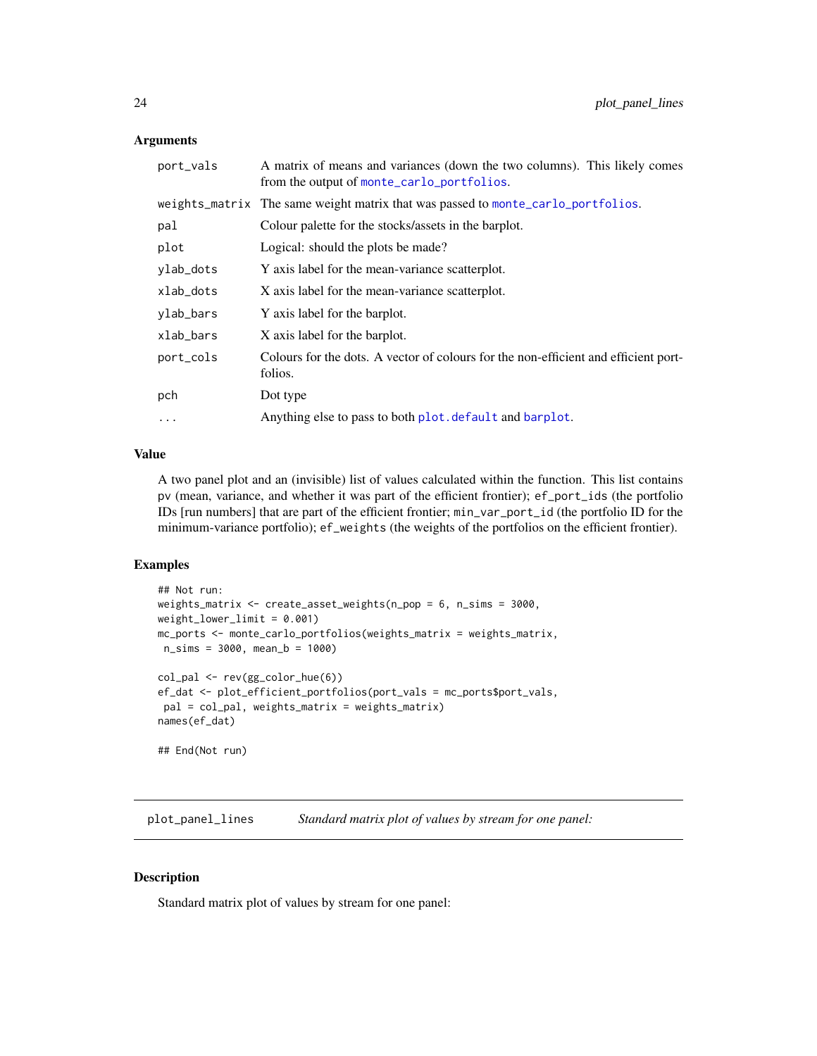### Arguments

| | |
|---|---|
| port_vals | A matrix of means and variances (down the two columns). This likely comes from the output of monte_carlo_portfolios. |
| weights_matrix | The same weight matrix that was passed to monte_carlo_portfolios. |
| pal | Colour palette for the stocks/assets in the barplot. |
| plot | Logical: should the plots be made? |
| ylab_dots | Y axis label for the mean-variance scatterplot. |
| xlab_dots | X axis label for the mean-variance scatterplot. |
| ylab_bars | Y axis label for the barplot. |
| xlab_bars | X axis label for the barplot. |
| port_cols | Colours for the dots. A vector of colours for the non-efficient and efficient portfolios. |
| pch | Dot type |
| ... | Anything else to pass to both plot.default and barplot. |

### Value

A two panel plot and an (invisible) list of values calculated within the function. This list contains pv (mean, variance, and whether it was part of the efficient frontier); ef_port_ids (the portfolio IDs [run numbers] that are part of the efficient frontier; min_var_port_id (the portfolio ID for the minimum-variance portfolio); ef_weights (the weights of the portfolios on the efficient frontier).

### Examples

```
## Not run:
weights_matrix <- create_asset_weights(n_pop = 6, n_sims = 3000,
weight_lower_limit = 0.001)
mc_ports <- monte_carlo_portfolios(weights_matrix = weights_matrix,
 n_sims = 3000, mean_b = 1000)

col_pal <- rev(gg_color_hue(6))
ef_dat <- plot_efficient_portfolios(port_vals = mc_ports$port_vals,
 pal = col_pal, weights_matrix = weights_matrix)
names(ef_dat)

## End(Not run)
```

## plot_panel_lines *Standard matrix plot of values by stream for one panel:*

### Description

Standard matrix plot of values by stream for one panel: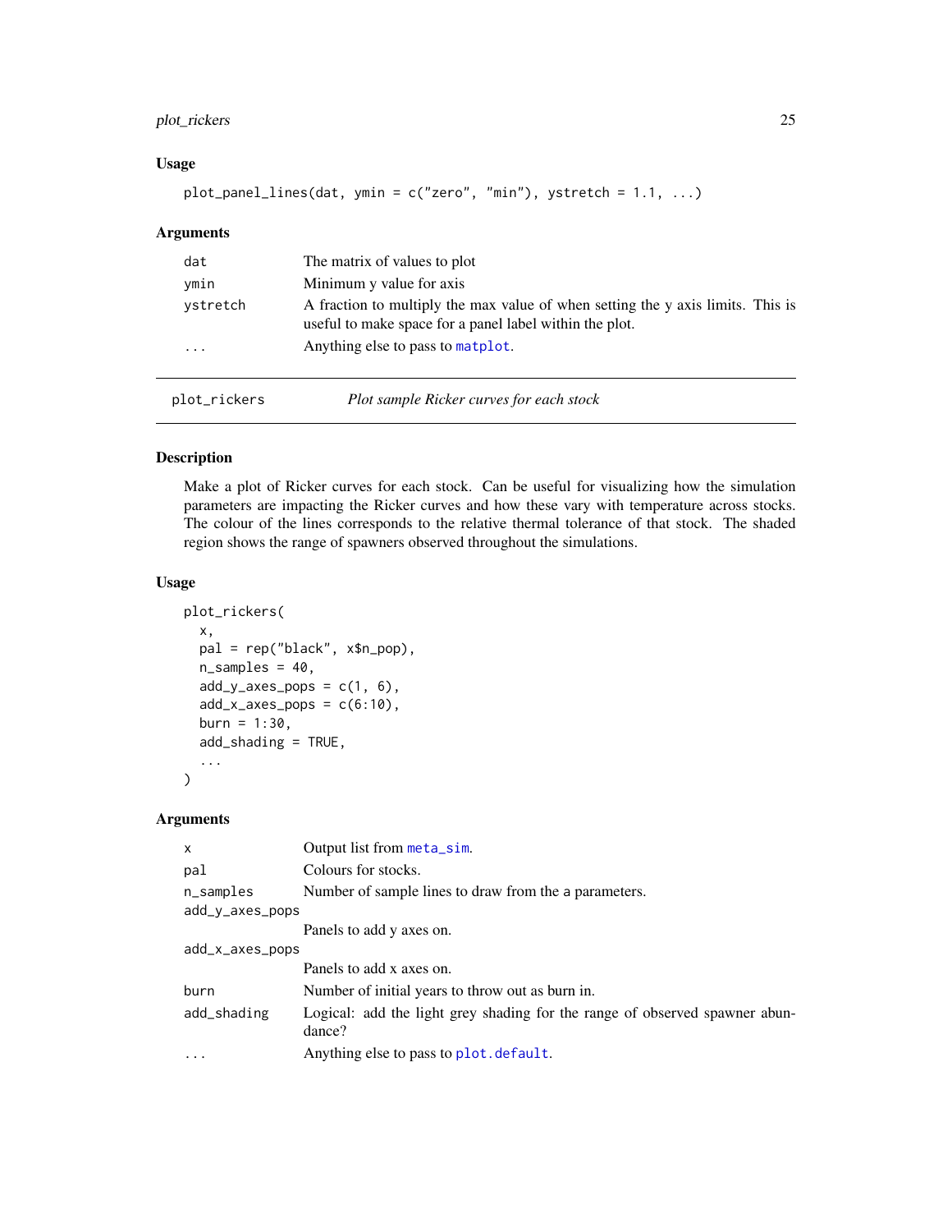### Usage

```
plot_panel_lines(dat, ymin = c("zero", "min"), ystretch = 1.1, ...)
```

### Arguments

| | |
|---|---|
| dat | The matrix of values to plot |
| ymin | Minimum y value for axis |
| ystretch | A fraction to multiply the max value of when setting the y axis limits. This is useful to make space for a panel label within the plot. |
| ... | Anything else to pass to matplot. |

---

## plot_rickers *Plot sample Ricker curves for each stock*

### Description

Make a plot of Ricker curves for each stock. Can be useful for visualizing how the simulation parameters are impacting the Ricker curves and how these vary with temperature across stocks. The colour of the lines corresponds to the relative thermal tolerance of that stock. The shaded region shows the range of spawners observed throughout the simulations.

### Usage

```
plot_rickers(
  x,
  pal = rep("black", x$n_pop),
  n_samples = 40,
  add_y_axes_pops = c(1, 6),
  add_x_axes_pops = c(6:10),
  burn = 1:30,
  add_shading = TRUE,
  ...
)
```

### Arguments

| | |
|---|---|
| x | Output list from meta_sim. |
| pal | Colours for stocks. |
| n_samples | Number of sample lines to draw from the a parameters. |
| add_y_axes_pops | Panels to add y axes on. |
| add_x_axes_pops | Panels to add x axes on. |
| burn | Number of initial years to throw out as burn in. |
| add_shading | Logical: add the light grey shading for the range of observed spawner abundance? |
| ... | Anything else to pass to plot.default. |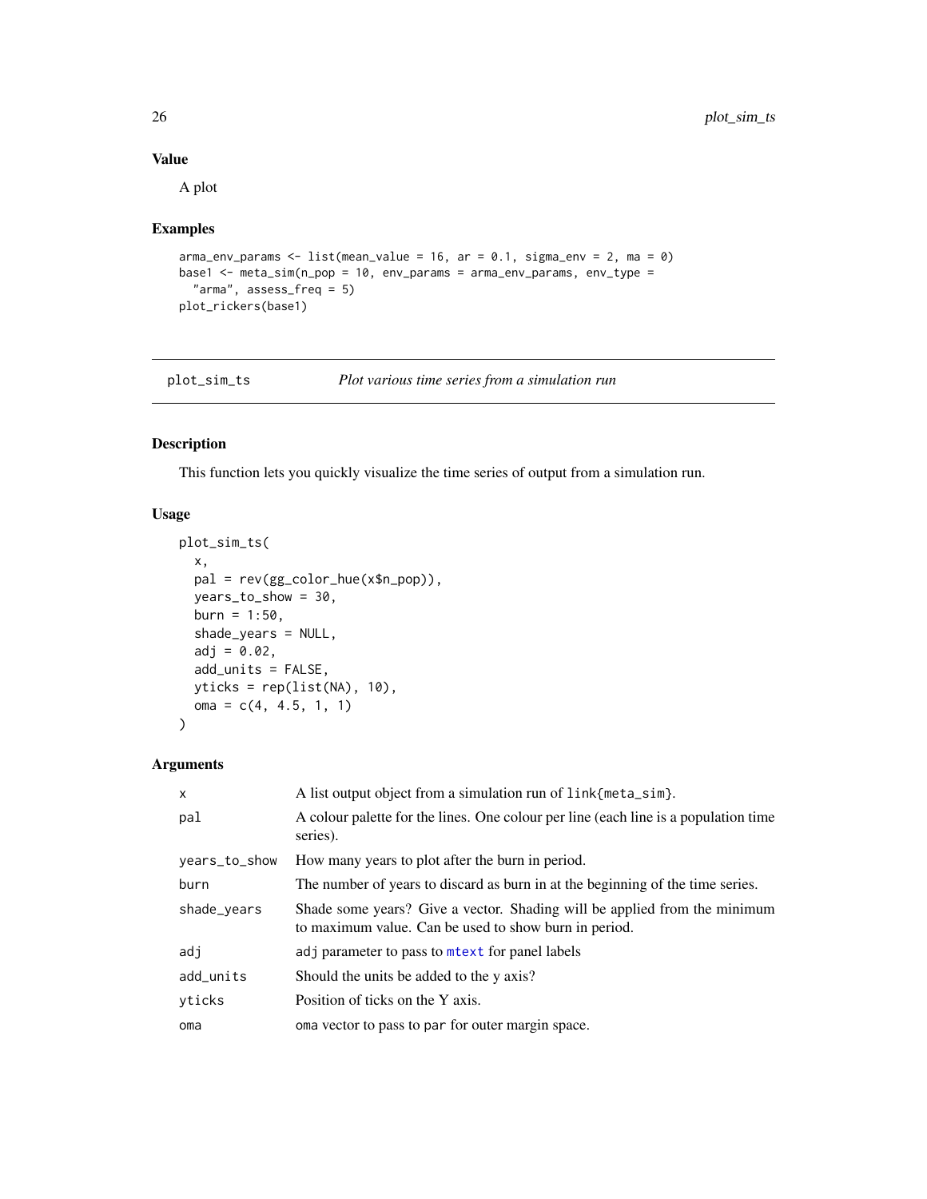### Value

A plot

### Examples

```
arma_env_params <- list(mean_value = 16, ar = 0.1, sigma_env = 2, ma = 0)
base1 <- meta_sim(n_pop = 10, env_params = arma_env_params, env_type =
  "arma", assess_freq = 5)
plot_rickers(base1)
```

---

## plot_sim_ts *Plot various time series from a simulation run*

### Description

This function lets you quickly visualize the time series of output from a simulation run.

### Usage

```
plot_sim_ts(
  x,
  pal = rev(gg_color_hue(x$n_pop)),
  years_to_show = 30,
  burn = 1:50,
  shade_years = NULL,
  adj = 0.02,
  add_units = FALSE,
  yticks = rep(list(NA), 10),
  oma = c(4, 4.5, 1, 1)
)
```

### Arguments

| | |
|---|---|
| `x` | A list output object from a simulation run of `link{meta_sim}`. |
| `pal` | A colour palette for the lines. One colour per line (each line is a population time series). |
| `years_to_show` | How many years to plot after the burn in period. |
| `burn` | The number of years to discard as burn in at the beginning of the time series. |
| `shade_years` | Shade some years? Give a vector. Shading will be applied from the minimum to maximum value. Can be used to show burn in period. |
| `adj` | `adj` parameter to pass to `mtext` for panel labels |
| `add_units` | Should the units be added to the y axis? |
| `yticks` | Position of ticks on the Y axis. |
| `oma` | `oma` vector to pass to `par` for outer margin space. |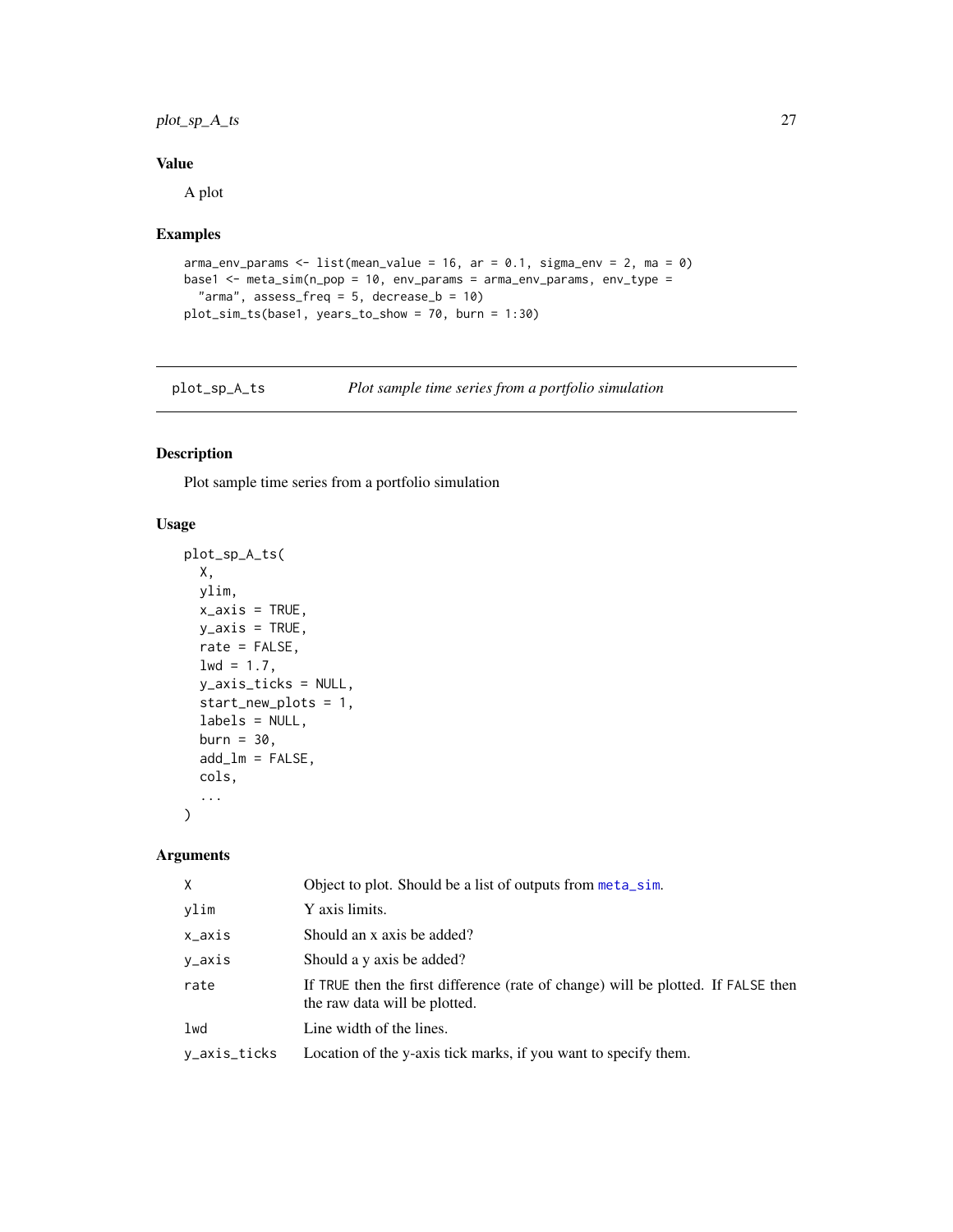## Value

A plot

## Examples

```
arma_env_params <- list(mean_value = 16, ar = 0.1, sigma_env = 2, ma = 0)
base1 <- meta_sim(n_pop = 10, env_params = arma_env_params, env_type =
  "arma", assess_freq = 5, decrease_b = 10)
plot_sim_ts(base1, years_to_show = 70, burn = 1:30)
```

---

# plot_sp_A_ts — *Plot sample time series from a portfolio simulation*

## Description

Plot sample time series from a portfolio simulation

## Usage

```
plot_sp_A_ts(
  X,
  ylim,
  x_axis = TRUE,
  y_axis = TRUE,
  rate = FALSE,
  lwd = 1.7,
  y_axis_ticks = NULL,
  start_new_plots = 1,
  labels = NULL,
  burn = 30,
  add_lm = FALSE,
  cols,
  ...
)
```

## Arguments

| | |
|---|---|
| X | Object to plot. Should be a list of outputs from meta_sim. |
| ylim | Y axis limits. |
| x_axis | Should an x axis be added? |
| y_axis | Should a y axis be added? |
| rate | If TRUE then the first difference (rate of change) will be plotted. If FALSE then the raw data will be plotted. |
| lwd | Line width of the lines. |
| y_axis_ticks | Location of the y-axis tick marks, if you want to specify them. |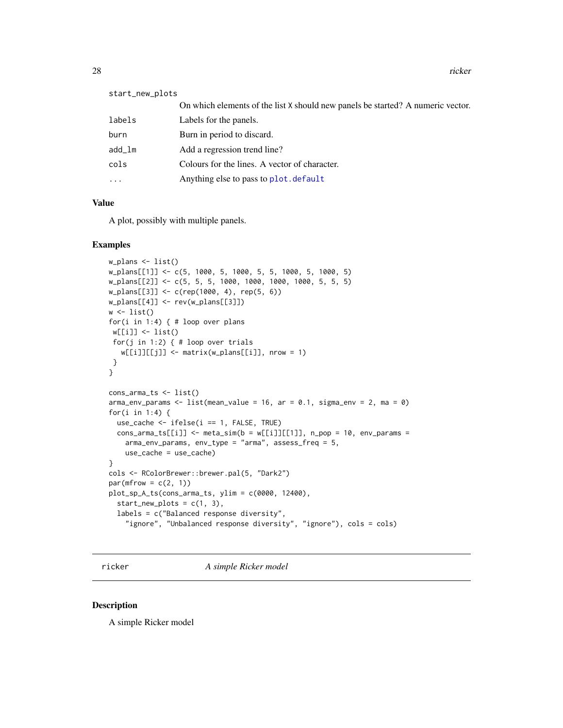| | |
|---|---|
| start_new_plots | On which elements of the list X should new panels be started? A numeric vector. |
| labels | Labels for the panels. |
| burn | Burn in period to discard. |
| add_lm | Add a regression trend line? |
| cols | Colours for the lines. A vector of character. |
| ... | Anything else to pass to plot.default |

### Value

A plot, possibly with multiple panels.

### Examples

```
w_plans <- list()
w_plans[[1]] <- c(5, 1000, 5, 1000, 5, 5, 1000, 5, 1000, 5)
w_plans[[2]] <- c(5, 5, 5, 1000, 1000, 1000, 1000, 5, 5, 5)
w_plans[[3]] <- c(rep(1000, 4), rep(5, 6))
w_plans[[4]] <- rev(w_plans[[3]])
w <- list()
for(i in 1:4) { # loop over plans
 w[[i]] <- list()
 for(j in 1:2) { # loop over trials
   w[[i]][[j]] <- matrix(w_plans[[i]], nrow = 1)
 }
}

cons_arma_ts <- list()
arma_env_params <- list(mean_value = 16, ar = 0.1, sigma_env = 2, ma = 0)
for(i in 1:4) {
  use_cache <- ifelse(i == 1, FALSE, TRUE)
  cons_arma_ts[[i]] <- meta_sim(b = w[[i]][[1]], n_pop = 10, env_params =
    arma_env_params, env_type = "arma", assess_freq = 5,
    use_cache = use_cache)
}
cols <- RColorBrewer::brewer.pal(5, "Dark2")
par(mfrow = c(2, 1))
plot_sp_A_ts(cons_arma_ts, ylim = c(0000, 12400),
  start_new_plots = c(1, 3),
  labels = c("Balanced response diversity",
    "ignore", "Unbalanced response diversity", "ignore"), cols = cols)
```

---

## ricker *A simple Ricker model*

### Description

A simple Ricker model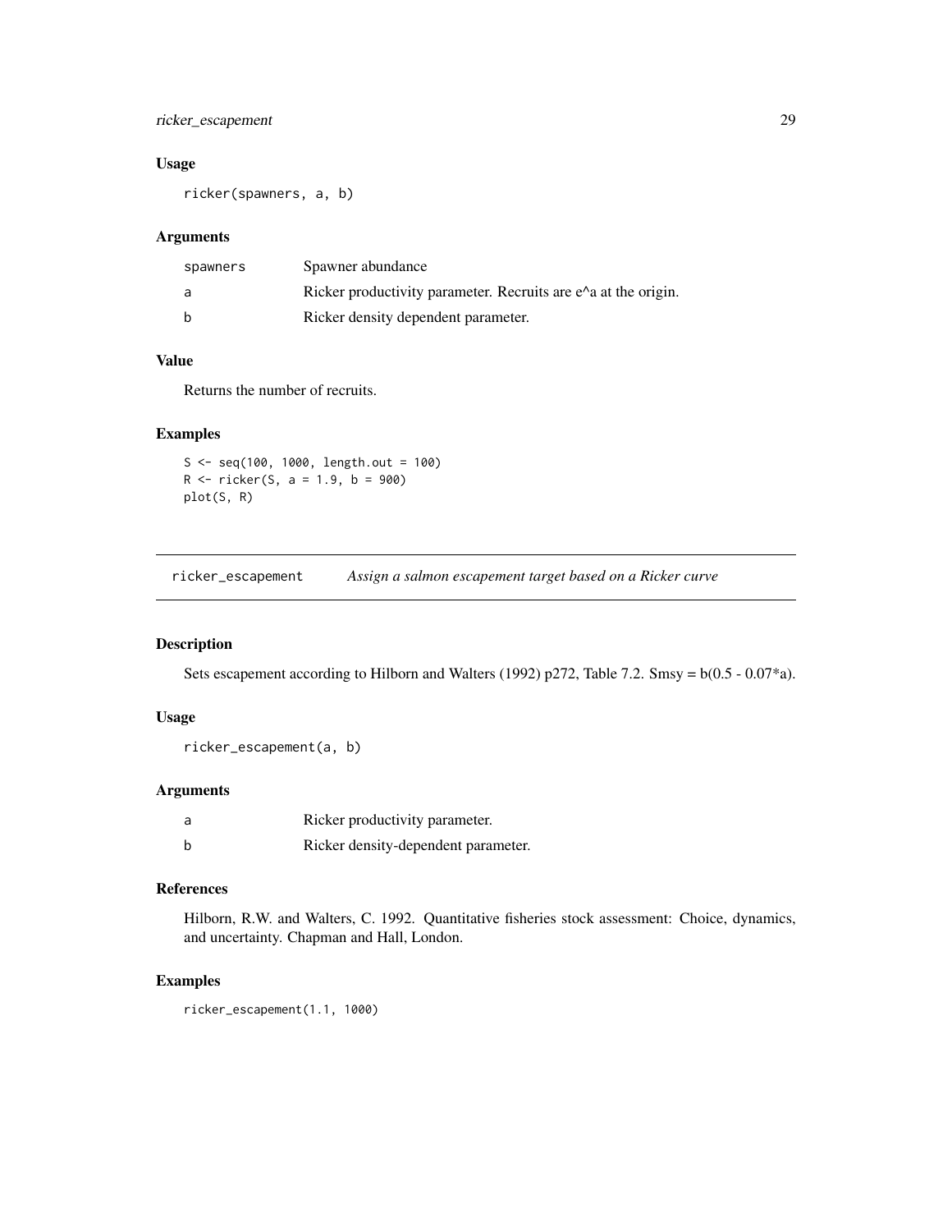### Usage

```
ricker(spawners, a, b)
```

### Arguments

| | |
|---|---|
| spawners | Spawner abundance |
| a | Ricker productivity parameter. Recruits are e^a at the origin. |
| b | Ricker density dependent parameter. |

### Value

Returns the number of recruits.

### Examples

```
S <- seq(100, 1000, length.out = 100)
R <- ricker(S, a = 1.9, b = 900)
plot(S, R)
```

---

## ricker_escapement *Assign a salmon escapement target based on a Ricker curve*

### Description

Sets escapement according to Hilborn and Walters (1992) p272, Table 7.2. Smsy = b(0.5 - 0.07*a).

### Usage

```
ricker_escapement(a, b)
```

### Arguments

| | |
|---|---|
| a | Ricker productivity parameter. |
| b | Ricker density-dependent parameter. |

### References

Hilborn, R.W. and Walters, C. 1992. Quantitative fisheries stock assessment: Choice, dynamics, and uncertainty. Chapman and Hall, London.

### Examples

```
ricker_escapement(1.1, 1000)
```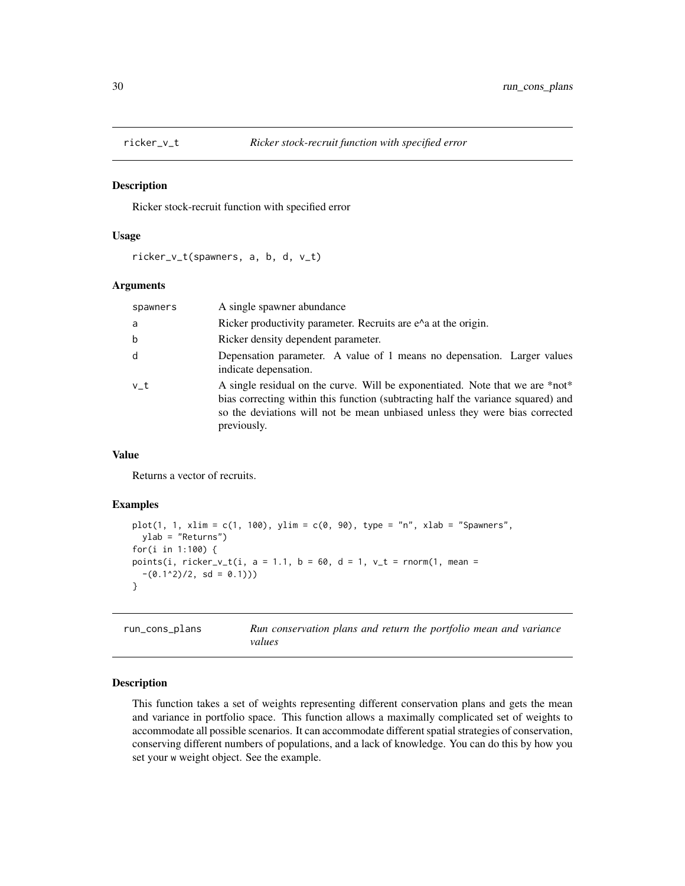## ricker_v_t — *Ricker stock-recruit function with specified error*

### Description

Ricker stock-recruit function with specified error

### Usage

```
ricker_v_t(spawners, a, b, d, v_t)
```

### Arguments

| | |
|---|---|
| spawners | A single spawner abundance |
| a | Ricker productivity parameter. Recruits are e^a at the origin. |
| b | Ricker density dependent parameter. |
| d | Depensation parameter. A value of 1 means no depensation. Larger values indicate depensation. |
| v_t | A single residual on the curve. Will be exponentiated. Note that we are *not* bias correcting within this function (subtracting half the variance squared) and so the deviations will not be mean unbiased unless they were bias corrected previously. |

### Value

Returns a vector of recruits.

### Examples

```
plot(1, 1, xlim = c(1, 100), ylim = c(0, 90), type = "n", xlab = "Spawners",
  ylab = "Returns")
for(i in 1:100) {
points(i, ricker_v_t(i, a = 1.1, b = 60, d = 1, v_t = rnorm(1, mean =
  -(0.1^2)/2, sd = 0.1)))
}
```

## run_cons_plans — *Run conservation plans and return the portfolio mean and variance values*

### Description

This function takes a set of weights representing different conservation plans and gets the mean and variance in portfolio space. This function allows a maximally complicated set of weights to accommodate all possible scenarios. It can accommodate different spatial strategies of conservation, conserving different numbers of populations, and a lack of knowledge. You can do this by how you set your w weight object. See the example.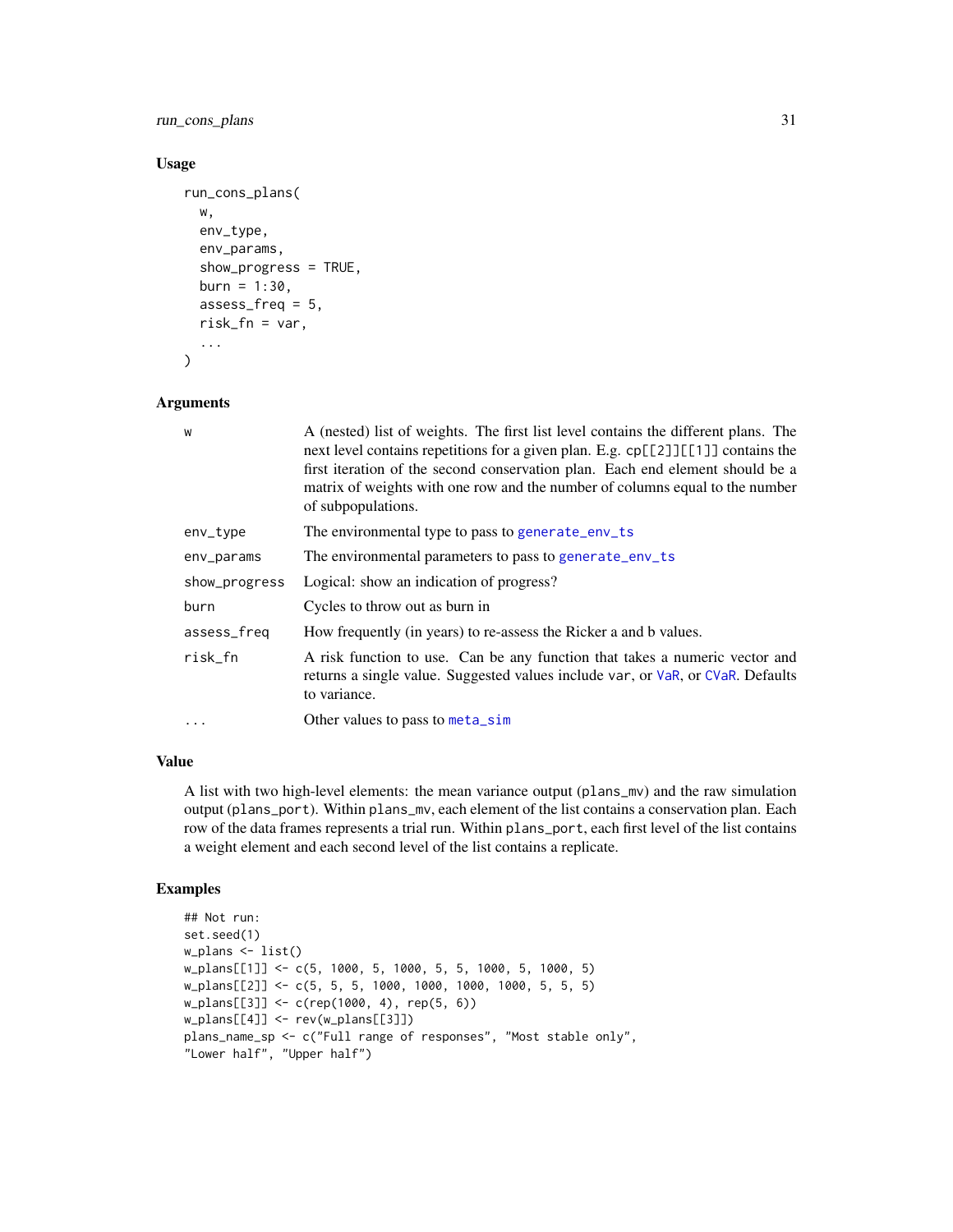### Usage

```
run_cons_plans(
  w,
  env_type,
  env_params,
  show_progress = TRUE,
  burn = 1:30,
  assess_freq = 5,
  risk_fn = var,
  ...
)
```

### Arguments

| | |
|---|---|
| w | A (nested) list of weights. The first list level contains the different plans. The next level contains repetitions for a given plan. E.g. cp[[2]][[1]] contains the first iteration of the second conservation plan. Each end element should be a matrix of weights with one row and the number of columns equal to the number of subpopulations. |
| env_type | The environmental type to pass to generate_env_ts |
| env_params | The environmental parameters to pass to generate_env_ts |
| show_progress | Logical: show an indication of progress? |
| burn | Cycles to throw out as burn in |
| assess_freq | How frequently (in years) to re-assess the Ricker a and b values. |
| risk_fn | A risk function to use. Can be any function that takes a numeric vector and returns a single value. Suggested values include var, or VaR, or CVaR. Defaults to variance. |
| ... | Other values to pass to meta_sim |

### Value

A list with two high-level elements: the mean variance output (plans_mv) and the raw simulation output (plans_port). Within plans_mv, each element of the list contains a conservation plan. Each row of the data frames represents a trial run. Within plans_port, each first level of the list contains a weight element and each second level of the list contains a replicate.

### Examples

```
## Not run:
set.seed(1)
w_plans <- list()
w_plans[[1]] <- c(5, 1000, 5, 1000, 5, 5, 1000, 5, 1000, 5)
w_plans[[2]] <- c(5, 5, 5, 1000, 1000, 1000, 1000, 5, 5, 5)
w_plans[[3]] <- c(rep(1000, 4), rep(5, 6))
w_plans[[4]] <- rev(w_plans[[3]])
plans_name_sp <- c("Full range of responses", "Most stable only",
"Lower half", "Upper half")
```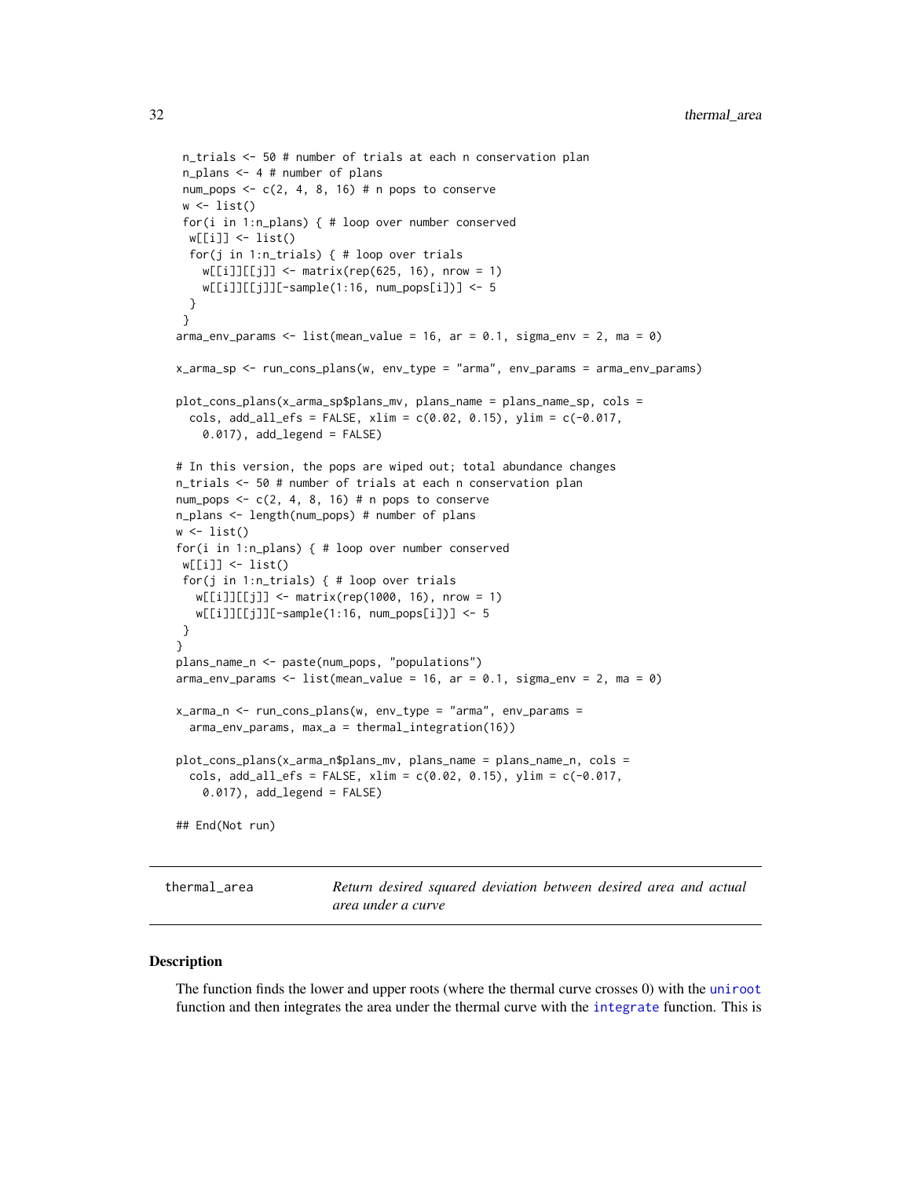```
 n_trials <- 50 # number of trials at each n conservation plan
 n_plans <- 4 # number of plans
 num_pops <- c(2, 4, 8, 16) # n pops to conserve
 w <- list()
 for(i in 1:n_plans) { # loop over number conserved
  w[[i]] <- list()
  for(j in 1:n_trials) { # loop over trials
    w[[i]][[j]] <- matrix(rep(625, 16), nrow = 1)
    w[[i]][[j]][-sample(1:16, num_pops[i])] <- 5
  }
 }
arma_env_params <- list(mean_value = 16, ar = 0.1, sigma_env = 2, ma = 0)

x_arma_sp <- run_cons_plans(w, env_type = "arma", env_params = arma_env_params)

plot_cons_plans(x_arma_sp$plans_mv, plans_name = plans_name_sp, cols =
  cols, add_all_efs = FALSE, xlim = c(0.02, 0.15), ylim = c(-0.017,
    0.017), add_legend = FALSE)

# In this version, the pops are wiped out; total abundance changes
n_trials <- 50 # number of trials at each n conservation plan
num_pops <- c(2, 4, 8, 16) # n pops to conserve
n_plans <- length(num_pops) # number of plans
w <- list()
for(i in 1:n_plans) { # loop over number conserved
 w[[i]] <- list()
 for(j in 1:n_trials) { # loop over trials
   w[[i]][[j]] <- matrix(rep(1000, 16), nrow = 1)
   w[[i]][[j]][-sample(1:16, num_pops[i])] <- 5
 }
}
plans_name_n <- paste(num_pops, "populations")
arma_env_params <- list(mean_value = 16, ar = 0.1, sigma_env = 2, ma = 0)

x_arma_n <- run_cons_plans(w, env_type = "arma", env_params =
  arma_env_params, max_a = thermal_integration(16))

plot_cons_plans(x_arma_n$plans_mv, plans_name = plans_name_n, cols =
  cols, add_all_efs = FALSE, xlim = c(0.02, 0.15), ylim = c(-0.017,
    0.017), add_legend = FALSE)

## End(Not run)
```

## thermal_area    *Return desired squared deviation between desired area and actual area under a curve*

### Description

The function finds the lower and upper roots (where the thermal curve crosses 0) with the uniroot function and then integrates the area under the thermal curve with the integrate function. This is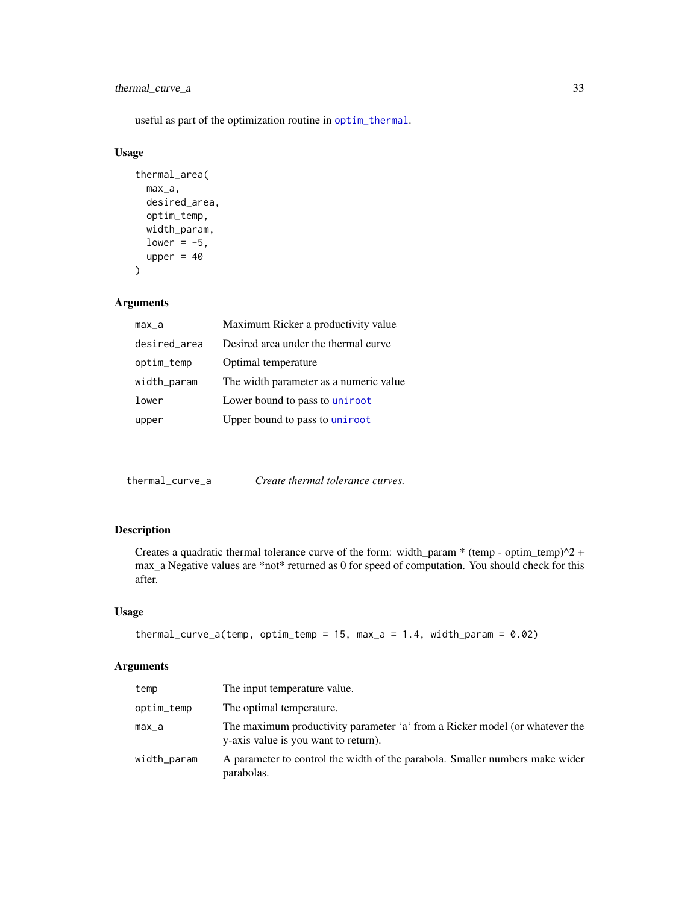useful as part of the optimization routine in optim_thermal.

### Usage

```
thermal_area(
  max_a,
  desired_area,
  optim_temp,
  width_param,
  lower = -5,
  upper = 40
)
```

### Arguments

| | |
|---|---|
| max_a | Maximum Ricker a productivity value |
| desired_area | Desired area under the thermal curve |
| optim_temp | Optimal temperature |
| width_param | The width parameter as a numeric value |
| lower | Lower bound to pass to uniroot |
| upper | Upper bound to pass to uniroot |

---

## thermal_curve_a — *Create thermal tolerance curves.*

### Description

Creates a quadratic thermal tolerance curve of the form: width_param * (temp - optim_temp)^2 + max_a Negative values are *not* returned as 0 for speed of computation. You should check for this after.

### Usage

```
thermal_curve_a(temp, optim_temp = 15, max_a = 1.4, width_param = 0.02)
```

### Arguments

| | |
|---|---|
| temp | The input temperature value. |
| optim_temp | The optimal temperature. |
| max_a | The maximum productivity parameter 'a' from a Ricker model (or whatever the y-axis value is you want to return). |
| width_param | A parameter to control the width of the parabola. Smaller numbers make wider parabolas. |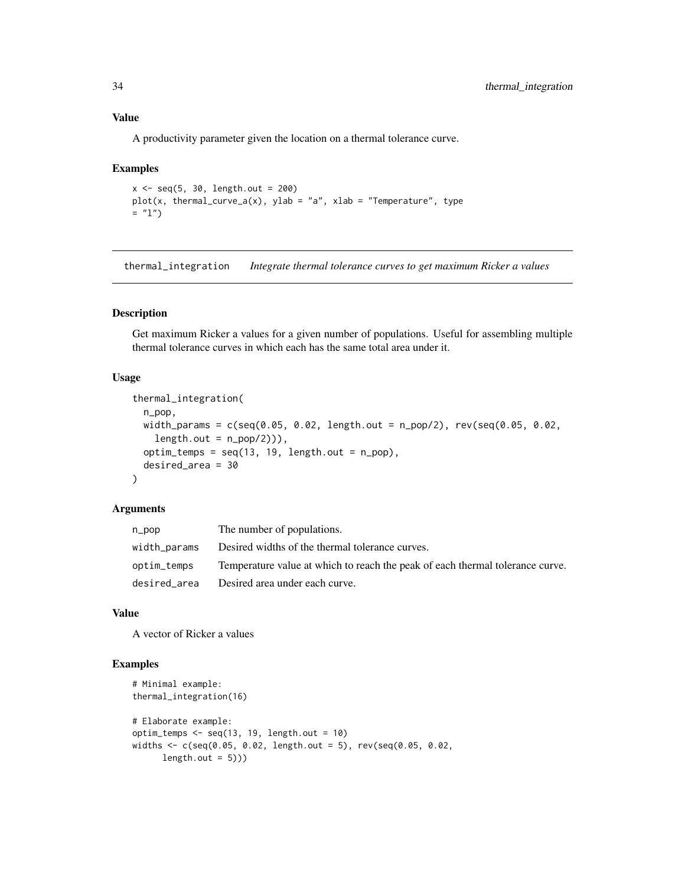### Value

A productivity parameter given the location on a thermal tolerance curve.

### Examples

```
x <- seq(5, 30, length.out = 200)
plot(x, thermal_curve_a(x), ylab = "a", xlab = "Temperature", type
= "l")
```

---

## thermal_integration    *Integrate thermal tolerance curves to get maximum Ricker a values*

### Description

Get maximum Ricker a values for a given number of populations. Useful for assembling multiple thermal tolerance curves in which each has the same total area under it.

### Usage

```
thermal_integration(
  n_pop,
  width_params = c(seq(0.05, 0.02, length.out = n_pop/2), rev(seq(0.05, 0.02,
    length.out = n_pop/2))),
  optim_temps = seq(13, 19, length.out = n_pop),
  desired_area = 30
)
```

### Arguments

| | |
|---|---|
| n_pop | The number of populations. |
| width_params | Desired widths of the thermal tolerance curves. |
| optim_temps | Temperature value at which to reach the peak of each thermal tolerance curve. |
| desired_area | Desired area under each curve. |

### Value

A vector of Ricker a values

### Examples

```
# Minimal example:
thermal_integration(16)

# Elaborate example:
optim_temps <- seq(13, 19, length.out = 10)
widths <- c(seq(0.05, 0.02, length.out = 5), rev(seq(0.05, 0.02,
      length.out = 5)))
```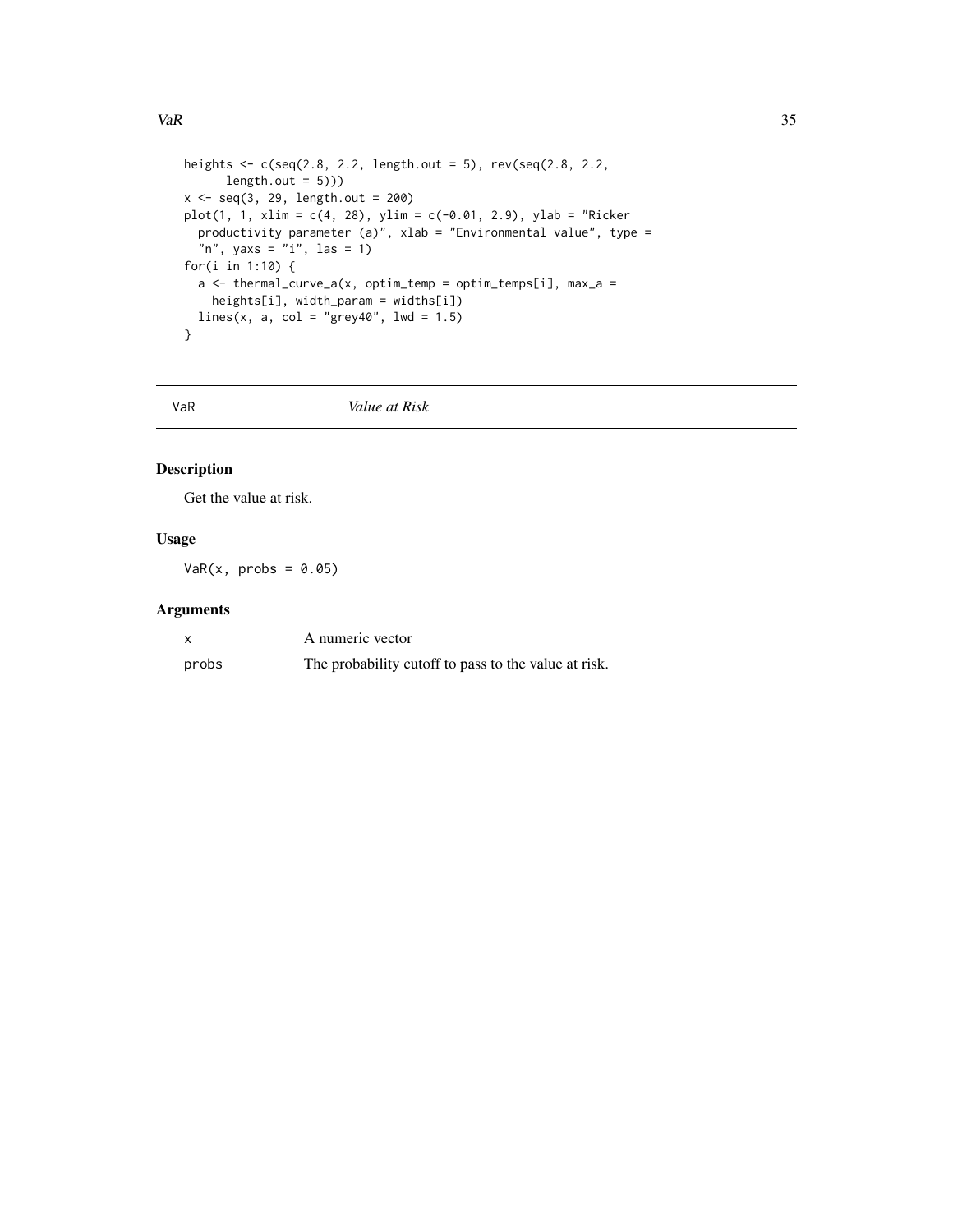```r
heights <- c(seq(2.8, 2.2, length.out = 5), rev(seq(2.8, 2.2,
      length.out = 5)))
x <- seq(3, 29, length.out = 200)
plot(1, 1, xlim = c(4, 28), ylim = c(-0.01, 2.9), ylab = "Ricker
  productivity parameter (a)", xlab = "Environmental value", type =
  "n", yaxs = "i", las = 1)
for(i in 1:10) {
  a <- thermal_curve_a(x, optim_temp = optim_temps[i], max_a =
    heights[i], width_param = widths[i])
  lines(x, a, col = "grey40", lwd = 1.5)
}
```

## VaR — *Value at Risk*

### Description

Get the value at risk.

### Usage

```r
VaR(x, probs = 0.05)
```

### Arguments

| | |
|---|---|
| x | A numeric vector |
| probs | The probability cutoff to pass to the value at risk. |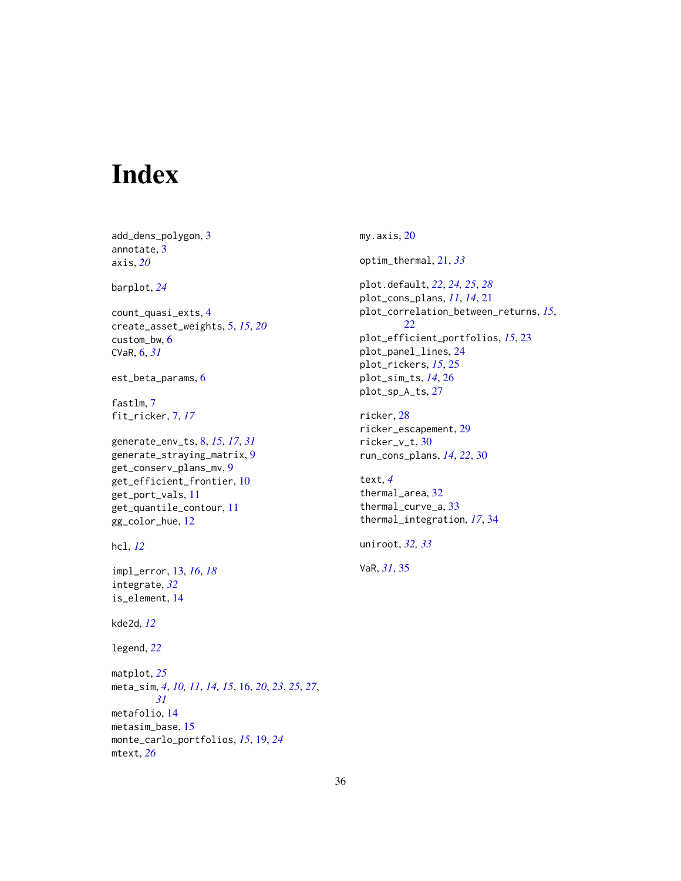# Index

add_dens_polygon, 3
annotate, 3
axis, *20*

barplot, *24*

count_quasi_exts, 4
create_asset_weights, 5, *15*, *20*
custom_bw, 6
CVaR, 6, *31*

est_beta_params, 6

fastlm, 7
fit_ricker, 7, *17*

generate_env_ts, 8, *15*, *17*, *31*
generate_straying_matrix, 9
get_conserv_plans_mv, 9
get_efficient_frontier, 10
get_port_vals, 11
get_quantile_contour, 11
gg_color_hue, 12

hcl, *12*

impl_error, 13, *16*, *18*
integrate, *32*
is_element, 14

kde2d, *12*

legend, *22*

matplot, *25*
meta_sim, *4*, *10*, *11*, *14*, *15*, 16, *20*, *23*, *25*, *27*, *31*
metafolio, 14
metasim_base, 15
monte_carlo_portfolios, *15*, 19, *24*
mtext, *26*

my.axis, 20

optim_thermal, 21, *33*

plot.default, *22*, *24*, *25*, *28*
plot_cons_plans, *11*, *14*, 21
plot_correlation_between_returns, *15*, 22
plot_efficient_portfolios, *15*, 23
plot_panel_lines, 24
plot_rickers, *15*, 25
plot_sim_ts, *14*, 26
plot_sp_A_ts, 27

ricker, 28
ricker_escapement, 29
ricker_v_t, 30
run_cons_plans, *14*, *22*, 30

text, *4*
thermal_area, 32
thermal_curve_a, 33
thermal_integration, *17*, 34

uniroot, *32*, *33*

VaR, *31*, 35